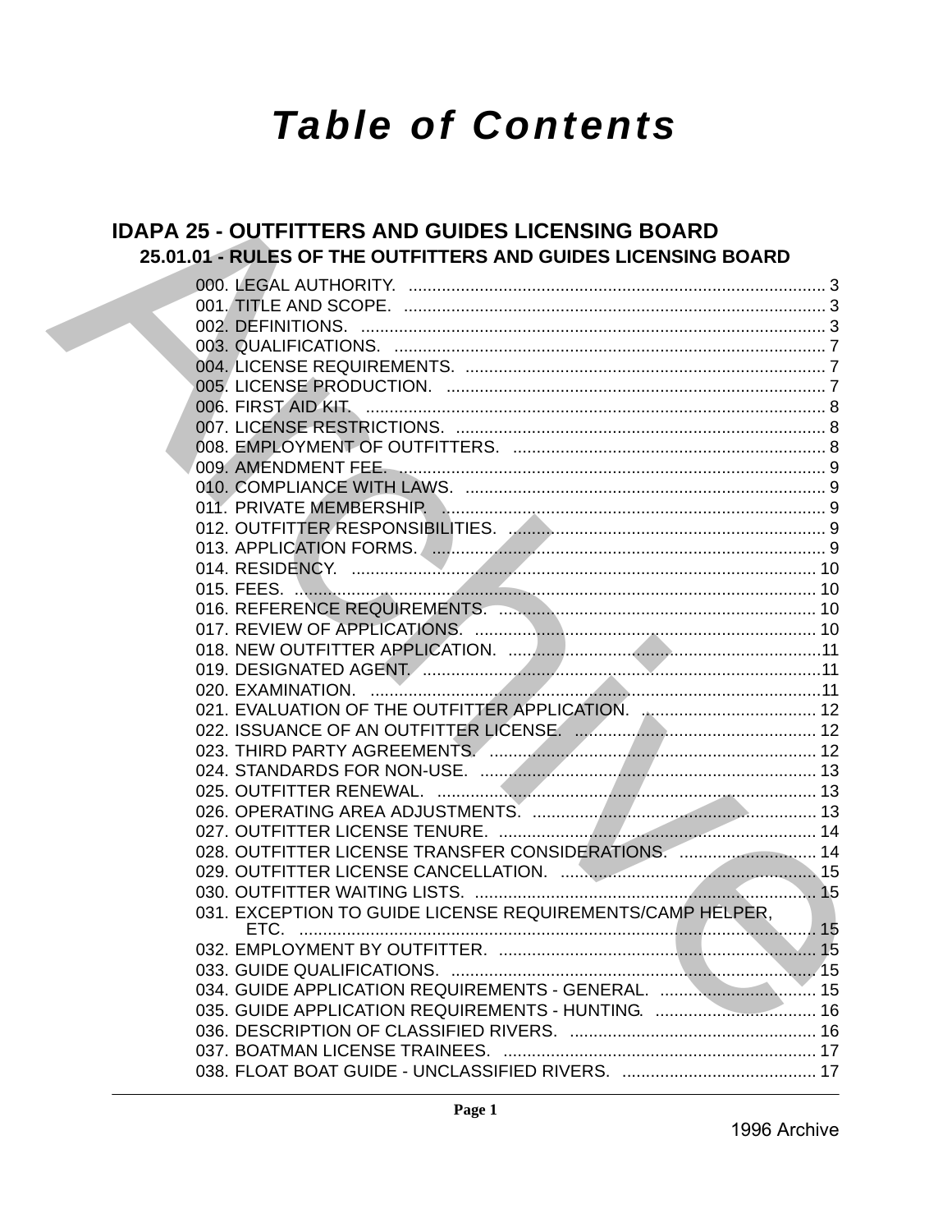# Table of Contents

## IDAPA 25 - OUTFITTERS AND GUIDES LICENSING BOARD

### 25.01.01 - RULES OF THE OUTFITTERS AND GUIDES LICENSING BOARD

000. LEGAL AUTHORITY. ........................................................................................ 3
001. TITLE AND SCOPE. ......................................................................................... 3
002. DEFINITIONS. .................................................................................................. 3
003. QUALIFICATIONS. ........................................................................................... 7
004. LICENSE REQUIREMENTS. ............................................................................ 7
005. LICENSE PRODUCTION. ................................................................................ 7
006. FIRST AID KIT. ................................................................................................. 8
007. LICENSE RESTRICTIONS. .............................................................................. 8
008. EMPLOYMENT OF OUTFITTERS. .................................................................. 8
009. AMENDMENT FEE. .......................................................................................... 9
010. COMPLIANCE WITH LAWS. ............................................................................ 9
011. PRIVATE MEMBERSHIP. ................................................................................. 9
012. OUTFITTER RESPONSIBILITIES. ................................................................... 9
013. APPLICATION FORMS. ................................................................................... 9
014. RESIDENCY. .................................................................................................. 10
015. FEES. ............................................................................................................. 10
016. REFERENCE REQUIREMENTS. ................................................................... 10
017. REVIEW OF APPLICATIONS. ........................................................................ 10
018. NEW OUTFITTER APPLICATION. ..................................................................11
019. DESIGNATED AGENT. ....................................................................................11
020. EXAMINATION. ...............................................................................................11
021. EVALUATION OF THE OUTFITTER APPLICATION. ..................................... 12
022. ISSUANCE OF AN OUTFITTER LICENSE. ................................................... 12
023. THIRD PARTY AGREEMENTS. ..................................................................... 12
024. STANDARDS FOR NON-USE. ....................................................................... 13
025. OUTFITTER RENEWAL. ................................................................................ 13
026. OPERATING AREA ADJUSTMENTS. ............................................................ 13
027. OUTFITTER LICENSE TENURE. ................................................................... 14
028. OUTFITTER LICENSE TRANSFER CONSIDERATIONS. ............................. 14
029. OUTFITTER LICENSE CANCELLATION. ....................................................... 15
030. OUTFITTER WAITING LISTS. ........................................................................ 15
031. EXCEPTION TO GUIDE LICENSE REQUIREMENTS/CAMP HELPER, ETC. ............................................................................................................. 15
032. EMPLOYMENT BY OUTFITTER. ................................................................... 15
033. GUIDE QUALIFICATIONS. ............................................................................. 15
034. GUIDE APPLICATION REQUIREMENTS - GENERAL. .................................. 15
035. GUIDE APPLICATION REQUIREMENTS - HUNTING. .................................. 16
036. DESCRIPTION OF CLASSIFIED RIVERS. .................................................... 16
037. BOATMAN LICENSE TRAINEES. .................................................................. 17
038. FLOAT BOAT GUIDE - UNCLASSIFIED RIVERS. ......................................... 17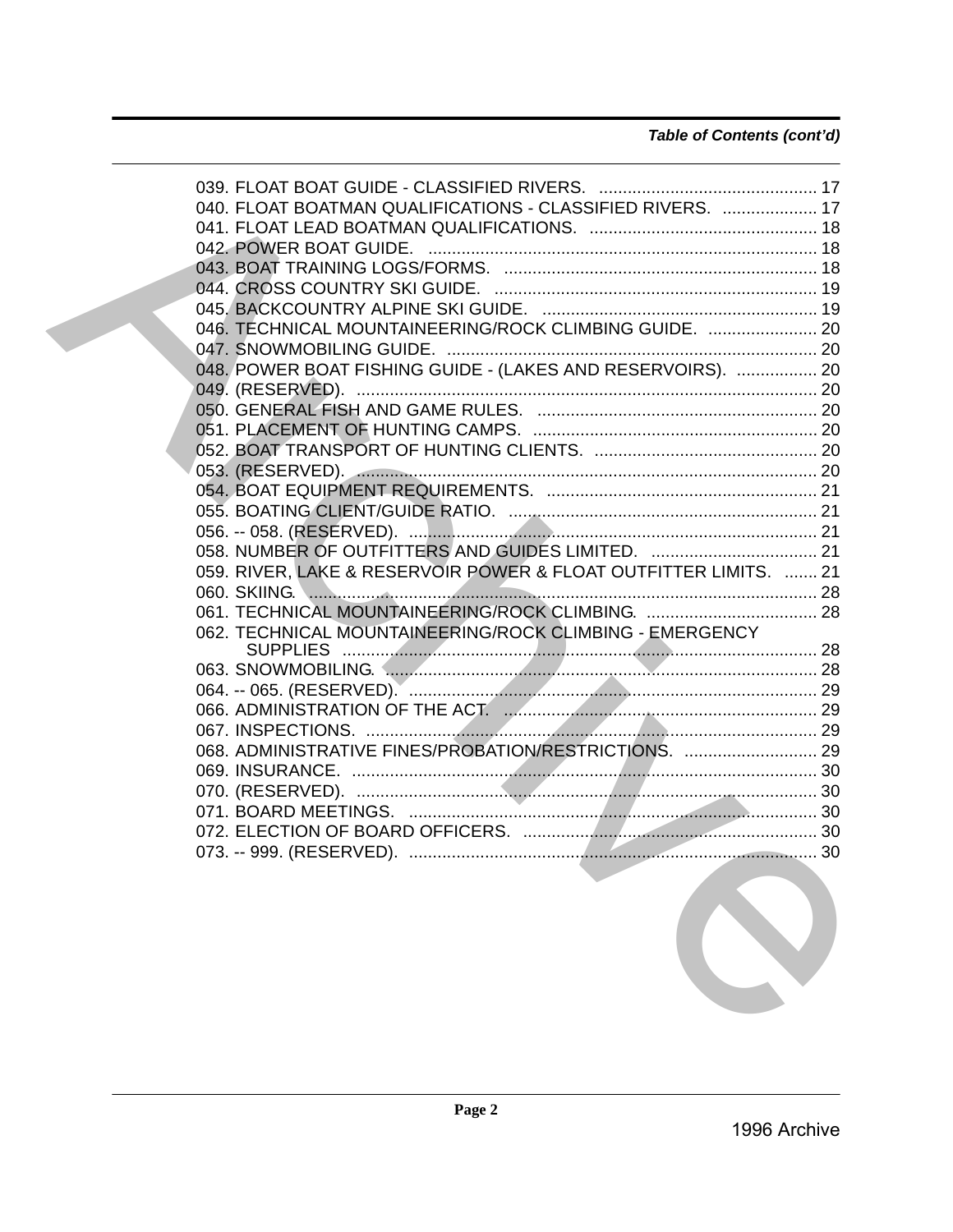*Table of Contents (cont'd)*

039. FLOAT BOAT GUIDE - CLASSIFIED RIVERS. .............................................. 17
040. FLOAT BOATMAN QUALIFICATIONS - CLASSIFIED RIVERS. .................... 17
041. FLOAT LEAD BOATMAN QUALIFICATIONS. ................................................ 18
042. POWER BOAT GUIDE. .................................................................................. 18
043. BOAT TRAINING LOGS/FORMS. .................................................................. 18
044. CROSS COUNTRY SKI GUIDE. .................................................................... 19
045. BACKCOUNTRY ALPINE SKI GUIDE. .......................................................... 19
046. TECHNICAL MOUNTAINEERING/ROCK CLIMBING GUIDE. ....................... 20
047. SNOWMOBILING GUIDE. .............................................................................. 20
048. POWER BOAT FISHING GUIDE - (LAKES AND RESERVOIRS). ................. 20
049. (RESERVED). ................................................................................................. 20
050. GENERAL FISH AND GAME RULES. ........................................................... 20
051. PLACEMENT OF HUNTING CAMPS. ............................................................ 20
052. BOAT TRANSPORT OF HUNTING CLIENTS. ............................................... 20
053. (RESERVED). ................................................................................................. 20
054. BOAT EQUIPMENT REQUIREMENTS. ......................................................... 21
055. BOATING CLIENT/GUIDE RATIO. ................................................................. 21
056. -- 058. (RESERVED). ...................................................................................... 21
058. NUMBER OF OUTFITTERS AND GUIDES LIMITED. ................................... 21
059. RIVER, LAKE & RESERVOIR POWER & FLOAT OUTFITTER LIMITS. ....... 21
060. SKIING. ........................................................................................................... 28
061. TECHNICAL MOUNTAINEERING/ROCK CLIMBING. .................................... 28
062. TECHNICAL MOUNTAINEERING/ROCK CLIMBING - EMERGENCY SUPPLIES ..................................................................................................... 28
063. SNOWMOBILING. ........................................................................................... 28
064. -- 065. (RESERVED). ...................................................................................... 29
066. ADMINISTRATION OF THE ACT. .................................................................. 29
067. INSPECTIONS. ............................................................................................... 29
068. ADMINISTRATIVE FINES/PROBATION/RESTRICTIONS. ............................ 29
069. INSURANCE. .................................................................................................. 30
070. (RESERVED). ................................................................................................. 30
071. BOARD MEETINGS. ....................................................................................... 30
072. ELECTION OF BOARD OFFICERS. .............................................................. 30
073. -- 999. (RESERVED). ...................................................................................... 30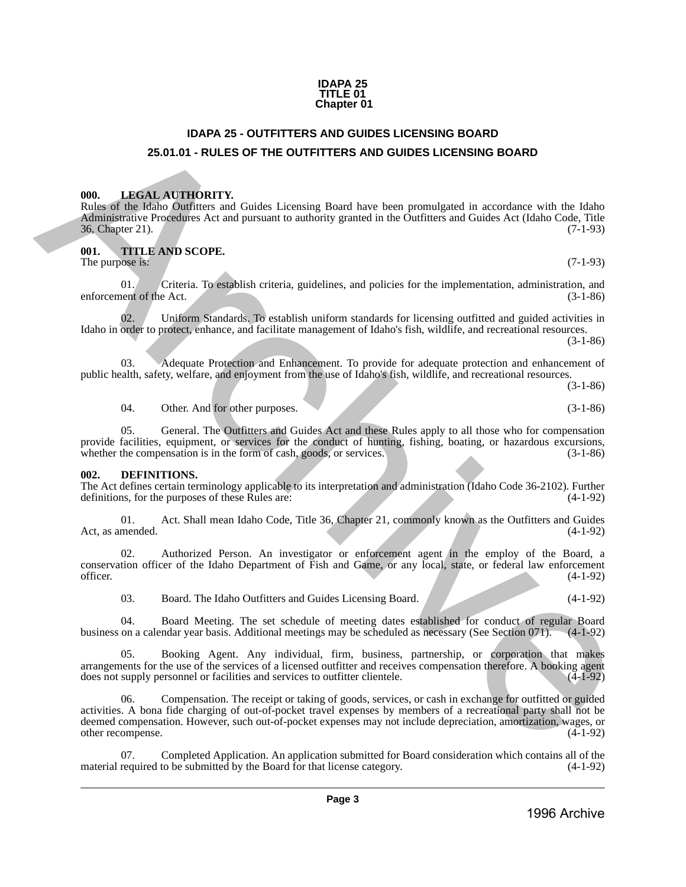**IDAPA 25**
**TITLE 01**
**Chapter 01**

# IDAPA 25 - OUTFITTERS AND GUIDES LICENSING BOARD

## 25.01.01 - RULES OF THE OUTFITTERS AND GUIDES LICENSING BOARD

### 000. LEGAL AUTHORITY.

Rules of the Idaho Outfitters and Guides Licensing Board have been promulgated in accordance with the Idaho Administrative Procedures Act and pursuant to authority granted in the Outfitters and Guides Act (Idaho Code, Title 36, Chapter 21). (7-1-93)

### 001. TITLE AND SCOPE.

The purpose is: (7-1-93)

01. Criteria. To establish criteria, guidelines, and policies for the implementation, administration, and enforcement of the Act. (3-1-86)

02. Uniform Standards. To establish uniform standards for licensing outfitted and guided activities in Idaho in order to protect, enhance, and facilitate management of Idaho's fish, wildlife, and recreational resources. (3-1-86)

03. Adequate Protection and Enhancement. To provide for adequate protection and enhancement of public health, safety, welfare, and enjoyment from the use of Idaho's fish, wildlife, and recreational resources. (3-1-86)

04. Other. And for other purposes. (3-1-86)

05. General. The Outfitters and Guides Act and these Rules apply to all those who for compensation provide facilities, equipment, or services for the conduct of hunting, fishing, boating, or hazardous excursions, whether the compensation is in the form of cash, goods, or services. (3-1-86)

### 002. DEFINITIONS.

The Act defines certain terminology applicable to its interpretation and administration (Idaho Code 36-2102). Further definitions, for the purposes of these Rules are: (4-1-92)

01. Act. Shall mean Idaho Code, Title 36, Chapter 21, commonly known as the Outfitters and Guides Act, as amended. (4-1-92)

02. Authorized Person. An investigator or enforcement agent in the employ of the Board, a conservation officer of the Idaho Department of Fish and Game, or any local, state, or federal law enforcement officer. (4-1-92)

03. Board. The Idaho Outfitters and Guides Licensing Board. (4-1-92)

04. Board Meeting. The set schedule of meeting dates established for conduct of regular Board business on a calendar year basis. Additional meetings may be scheduled as necessary (See Section 071). (4-1-92)

05. Booking Agent. Any individual, firm, business, partnership, or corporation that makes arrangements for the use of the services of a licensed outfitter and receives compensation therefore. A booking agent does not supply personnel or facilities and services to outfitter clientele. (4-1-92)

06. Compensation. The receipt or taking of goods, services, or cash in exchange for outfitted or guided activities. A bona fide charging of out-of-pocket travel expenses by members of a recreational party shall not be deemed compensation. However, such out-of-pocket expenses may not include depreciation, amortization, wages, or other recompense. (4-1-92)

07. Completed Application. An application submitted for Board consideration which contains all of the material required to be submitted by the Board for that license category. (4-1-92)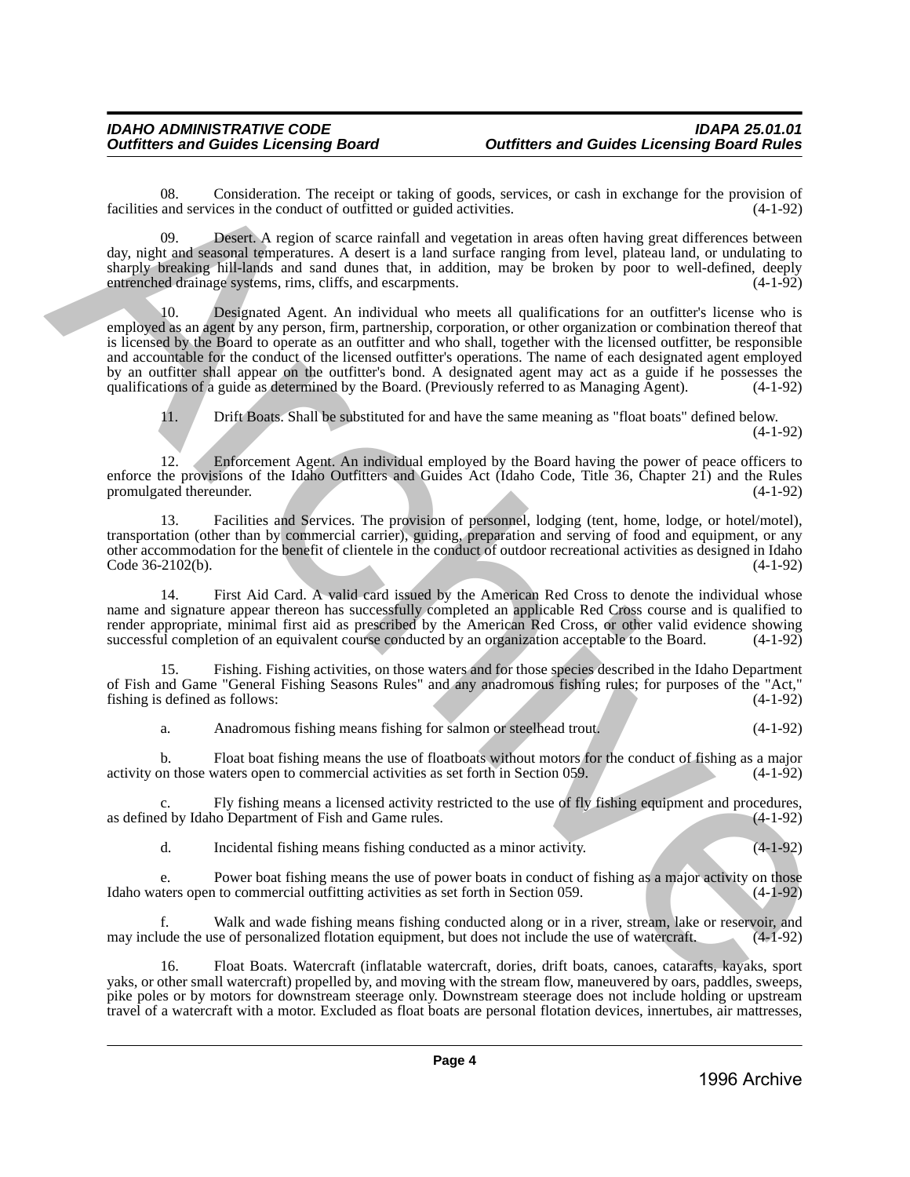08. Consideration. The receipt or taking of goods, services, or cash in exchange for the provision of facilities and services in the conduct of outfitted or guided activities. (4-1-92)

09. Desert. A region of scarce rainfall and vegetation in areas often having great differences between day, night and seasonal temperatures. A desert is a land surface ranging from level, plateau land, or undulating to sharply breaking hill-lands and sand dunes that, in addition, may be broken by poor to well-defined, deeply entrenched drainage systems, rims, cliffs, and escarpments. (4-1-92)

10. Designated Agent. An individual who meets all qualifications for an outfitter's license who is employed as an agent by any person, firm, partnership, corporation, or other organization or combination thereof that is licensed by the Board to operate as an outfitter and who shall, together with the licensed outfitter, be responsible and accountable for the conduct of the licensed outfitter's operations. The name of each designated agent employed by an outfitter shall appear on the outfitter's bond. A designated agent may act as a guide if he possesses the qualifications of a guide as determined by the Board. (Previously referred to as Managing Agent). (4-1-92)

11. Drift Boats. Shall be substituted for and have the same meaning as "float boats" defined below. (4-1-92)

12. Enforcement Agent. An individual employed by the Board having the power of peace officers to enforce the provisions of the Idaho Outfitters and Guides Act (Idaho Code, Title 36, Chapter 21) and the Rules promulgated thereunder. (4-1-92)

13. Facilities and Services. The provision of personnel, lodging (tent, home, lodge, or hotel/motel), transportation (other than by commercial carrier), guiding, preparation and serving of food and equipment, or any other accommodation for the benefit of clientele in the conduct of outdoor recreational activities as designed in Idaho Code 36-2102(b). (4-1-92)

14. First Aid Card. A valid card issued by the American Red Cross to denote the individual whose name and signature appear thereon has successfully completed an applicable Red Cross course and is qualified to render appropriate, minimal first aid as prescribed by the American Red Cross, or other valid evidence showing successful completion of an equivalent course conducted by an organization acceptable to the Board. (4-1-92)

15. Fishing. Fishing activities, on those waters and for those species described in the Idaho Department of Fish and Game "General Fishing Seasons Rules" and any anadromous fishing rules; for purposes of the "Act," fishing is defined as follows: (4-1-92)

a. Anadromous fishing means fishing for salmon or steelhead trout. (4-1-92)

b. Float boat fishing means the use of floatboats without motors for the conduct of fishing as a major activity on those waters open to commercial activities as set forth in Section 059. (4-1-92)

c. Fly fishing means a licensed activity restricted to the use of fly fishing equipment and procedures, as defined by Idaho Department of Fish and Game rules. (4-1-92)

d. Incidental fishing means fishing conducted as a minor activity. (4-1-92)

e. Power boat fishing means the use of power boats in conduct of fishing as a major activity on those Idaho waters open to commercial outfitting activities as set forth in Section 059. (4-1-92)

f. Walk and wade fishing means fishing conducted along or in a river, stream, lake or reservoir, and may include the use of personalized flotation equipment, but does not include the use of watercraft. (4-1-92)

16. Float Boats. Watercraft (inflatable watercraft, dories, drift boats, canoes, catarafts, kayaks, sport yaks, or other small watercraft) propelled by, and moving with the stream flow, maneuvered by oars, paddles, sweeps, pike poles or by motors for downstream steerage only. Downstream steerage does not include holding or upstream travel of a watercraft with a motor. Excluded as float boats are personal flotation devices, innertubes, air mattresses,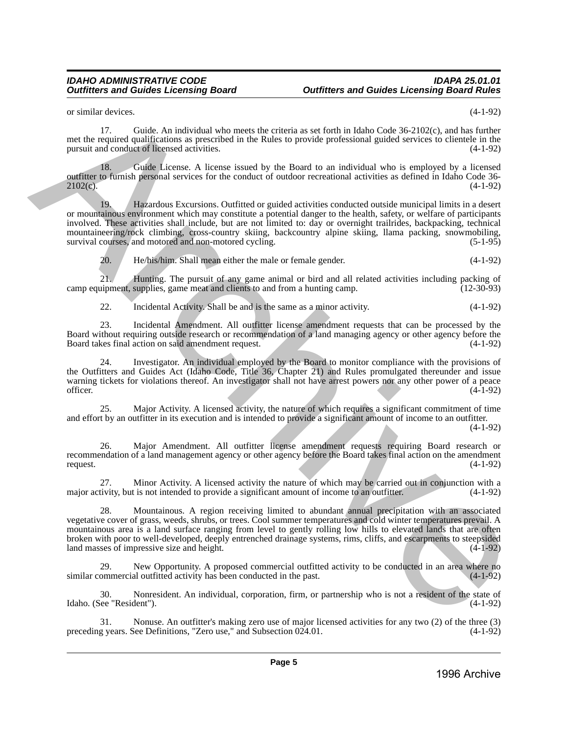or similar devices. (4-1-92)

17. Guide. An individual who meets the criteria as set forth in Idaho Code 36-2102(c), and has further met the required qualifications as prescribed in the Rules to provide professional guided services to clientele in the pursuit and conduct of licensed activities. (4-1-92)

18. Guide License. A license issued by the Board to an individual who is employed by a licensed outfitter to furnish personal services for the conduct of outdoor recreational activities as defined in Idaho Code 36-2102(c). (4-1-92)

19. Hazardous Excursions. Outfitted or guided activities conducted outside municipal limits in a desert or mountainous environment which may constitute a potential danger to the health, safety, or welfare of participants involved. These activities shall include, but are not limited to: day or overnight trailrides, backpacking, technical mountaineering/rock climbing, cross-country skiing, backcountry alpine skiing, llama packing, snowmobiling, survival courses, and motored and non-motored cycling. (5-1-95)

20. He/his/him. Shall mean either the male or female gender. (4-1-92)

21. Hunting. The pursuit of any game animal or bird and all related activities including packing of camp equipment, supplies, game meat and clients to and from a hunting camp. (12-30-93)

22. Incidental Activity. Shall be and is the same as a minor activity. (4-1-92)

23. Incidental Amendment. All outfitter license amendment requests that can be processed by the Board without requiring outside research or recommendation of a land managing agency or other agency before the Board takes final action on said amendment request. (4-1-92)

24. Investigator. An individual employed by the Board to monitor compliance with the provisions of the Outfitters and Guides Act (Idaho Code, Title 36, Chapter 21) and Rules promulgated thereunder and issue warning tickets for violations thereof. An investigator shall not have arrest powers nor any other power of a peace officer. (4-1-92)

25. Major Activity. A licensed activity, the nature of which requires a significant commitment of time and effort by an outfitter in its execution and is intended to provide a significant amount of income to an outfitter. (4-1-92)

26. Major Amendment. All outfitter license amendment requests requiring Board research or recommendation of a land management agency or other agency before the Board takes final action on the amendment request. (4-1-92)

27. Minor Activity. A licensed activity the nature of which may be carried out in conjunction with a major activity, but is not intended to provide a significant amount of income to an outfitter. (4-1-92)

28. Mountainous. A region receiving limited to abundant annual precipitation with an associated vegetative cover of grass, weeds, shrubs, or trees. Cool summer temperatures and cold winter temperatures prevail. A mountainous area is a land surface ranging from level to gently rolling low hills to elevated lands that are often broken with poor to well-developed, deeply entrenched drainage systems, rims, cliffs, and escarpments to steepsided land masses of impressive size and height. (4-1-92)

29. New Opportunity. A proposed commercial outfitted activity to be conducted in an area where no similar commercial outfitted activity has been conducted in the past. (4-1-92)

30. Nonresident. An individual, corporation, firm, or partnership who is not a resident of the state of Idaho. (See "Resident"). (4-1-92)

31. Nonuse. An outfitter's making zero use of major licensed activities for any two (2) of the three (3) preceding years. See Definitions, "Zero use," and Subsection 024.01. (4-1-92)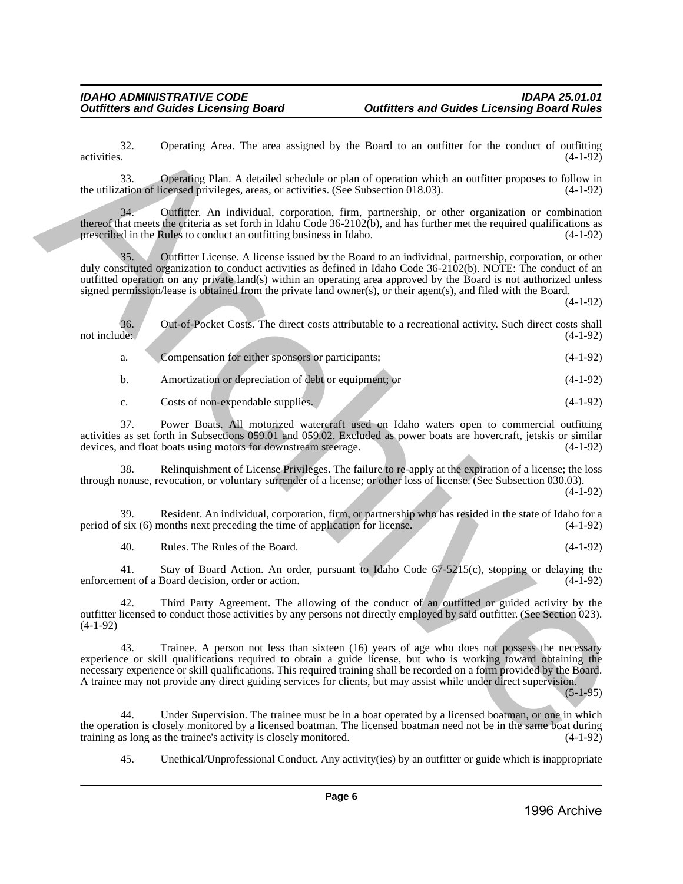32. Operating Area. The area assigned by the Board to an outfitter for the conduct of outfitting activities. (4-1-92)

33. Operating Plan. A detailed schedule or plan of operation which an outfitter proposes to follow in the utilization of licensed privileges, areas, or activities. (See Subsection 018.03). (4-1-92)

34. Outfitter. An individual, corporation, firm, partnership, or other organization or combination thereof that meets the criteria as set forth in Idaho Code 36-2102(b), and has further met the required qualifications as prescribed in the Rules to conduct an outfitting business in Idaho. (4-1-92)

35. Outfitter License. A license issued by the Board to an individual, partnership, corporation, or other duly constituted organization to conduct activities as defined in Idaho Code 36-2102(b). NOTE: The conduct of an outfitted operation on any private land(s) within an operating area approved by the Board is not authorized unless signed permission/lease is obtained from the private land owner(s), or their agent(s), and filed with the Board. (4-1-92)

36. Out-of-Pocket Costs. The direct costs attributable to a recreational activity. Such direct costs shall not include: (4-1-92)

a. Compensation for either sponsors or participants; (4-1-92)

b. Amortization or depreciation of debt or equipment; or (4-1-92)

c. Costs of non-expendable supplies. (4-1-92)

37. Power Boats. All motorized watercraft used on Idaho waters open to commercial outfitting activities as set forth in Subsections 059.01 and 059.02. Excluded as power boats are hovercraft, jetskis or similar devices, and float boats using motors for downstream steerage. (4-1-92)

38. Relinquishment of License Privileges. The failure to re-apply at the expiration of a license; the loss through nonuse, revocation, or voluntary surrender of a license; or other loss of license. (See Subsection 030.03). (4-1-92)

39. Resident. An individual, corporation, firm, or partnership who has resided in the state of Idaho for a period of six (6) months next preceding the time of application for license. (4-1-92)

40. Rules. The Rules of the Board. (4-1-92)

41. Stay of Board Action. An order, pursuant to Idaho Code 67-5215(c), stopping or delaying the enforcement of a Board decision, order or action. (4-1-92)

42. Third Party Agreement. The allowing of the conduct of an outfitted or guided activity by the outfitter licensed to conduct those activities by any persons not directly employed by said outfitter. (See Section 023). (4-1-92)

43. Trainee. A person not less than sixteen (16) years of age who does not possess the necessary experience or skill qualifications required to obtain a guide license, but who is working toward obtaining the necessary experience or skill qualifications. This required training shall be recorded on a form provided by the Board. A trainee may not provide any direct guiding services for clients, but may assist while under direct supervision. (5-1-95)

44. Under Supervision. The trainee must be in a boat operated by a licensed boatman, or one in which the operation is closely monitored by a licensed boatman. The licensed boatman need not be in the same boat during training as long as the trainee's activity is closely monitored. (4-1-92)

45. Unethical/Unprofessional Conduct. Any activity(ies) by an outfitter or guide which is inappropriate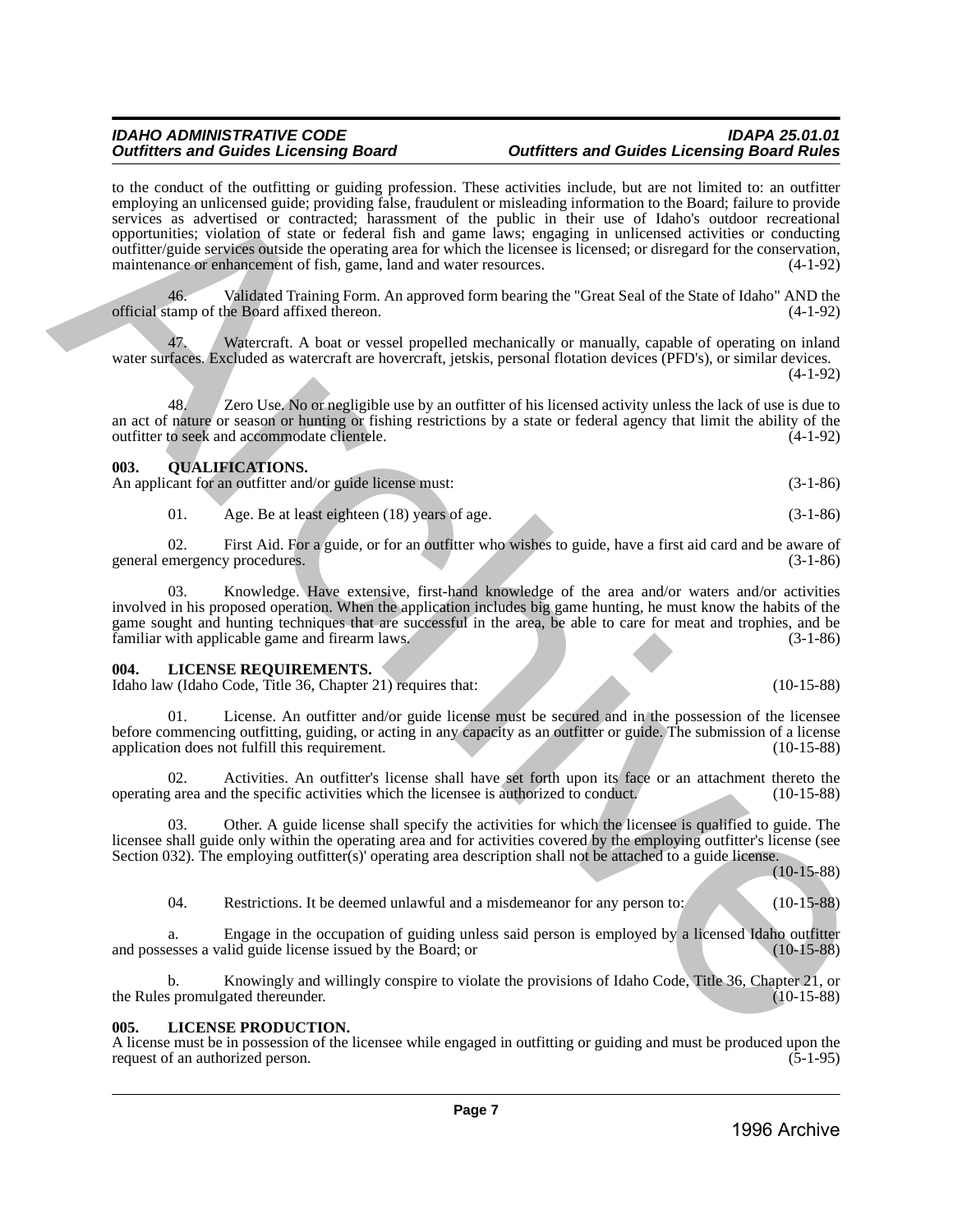to the conduct of the outfitting or guiding profession. These activities include, but are not limited to: an outfitter employing an unlicensed guide; providing false, fraudulent or misleading information to the Board; failure to provide services as advertised or contracted; harassment of the public in their use of Idaho's outdoor recreational opportunities; violation of state or federal fish and game laws; engaging in unlicensed activities or conducting outfitter/guide services outside the operating area for which the licensee is licensed; or disregard for the conservation, maintenance or enhancement of fish, game, land and water resources. (4-1-92)

46. Validated Training Form. An approved form bearing the "Great Seal of the State of Idaho" AND the official stamp of the Board affixed thereon. (4-1-92)

47. Watercraft. A boat or vessel propelled mechanically or manually, capable of operating on inland water surfaces. Excluded as watercraft are hovercraft, jetskis, personal flotation devices (PFD's), or similar devices. (4-1-92)

48. Zero Use. No or negligible use by an outfitter of his licensed activity unless the lack of use is due to an act of nature or season or hunting or fishing restrictions by a state or federal agency that limit the ability of the outfitter to seek and accommodate clientele. (4-1-92)

## 003. QUALIFICATIONS.

An applicant for an outfitter and/or guide license must: (3-1-86)

01. Age. Be at least eighteen (18) years of age. (3-1-86)

02. First Aid. For a guide, or for an outfitter who wishes to guide, have a first aid card and be aware of general emergency procedures. (3-1-86)

03. Knowledge. Have extensive, first-hand knowledge of the area and/or waters and/or activities involved in his proposed operation. When the application includes big game hunting, he must know the habits of the game sought and hunting techniques that are successful in the area, be able to care for meat and trophies, and be familiar with applicable game and firearm laws. (3-1-86)

## 004. LICENSE REQUIREMENTS.

Idaho law (Idaho Code, Title 36, Chapter 21) requires that: (10-15-88)

01. License. An outfitter and/or guide license must be secured and in the possession of the licensee before commencing outfitting, guiding, or acting in any capacity as an outfitter or guide. The submission of a license application does not fulfill this requirement. (10-15-88)

02. Activities. An outfitter's license shall have set forth upon its face or an attachment thereto the operating area and the specific activities which the licensee is authorized to conduct. (10-15-88)

03. Other. A guide license shall specify the activities for which the licensee is qualified to guide. The licensee shall guide only within the operating area and for activities covered by the employing outfitter's license (see Section 032). The employing outfitter(s)' operating area description shall not be attached to a guide license. (10-15-88)

04. Restrictions. It be deemed unlawful and a misdemeanor for any person to: (10-15-88)

a. Engage in the occupation of guiding unless said person is employed by a licensed Idaho outfitter and possesses a valid guide license issued by the Board; or (10-15-88)

b. Knowingly and willingly conspire to violate the provisions of Idaho Code, Title 36, Chapter 21, or the Rules promulgated thereunder. (10-15-88)

## 005. LICENSE PRODUCTION.

A license must be in possession of the licensee while engaged in outfitting or guiding and must be produced upon the request of an authorized person. (5-1-95)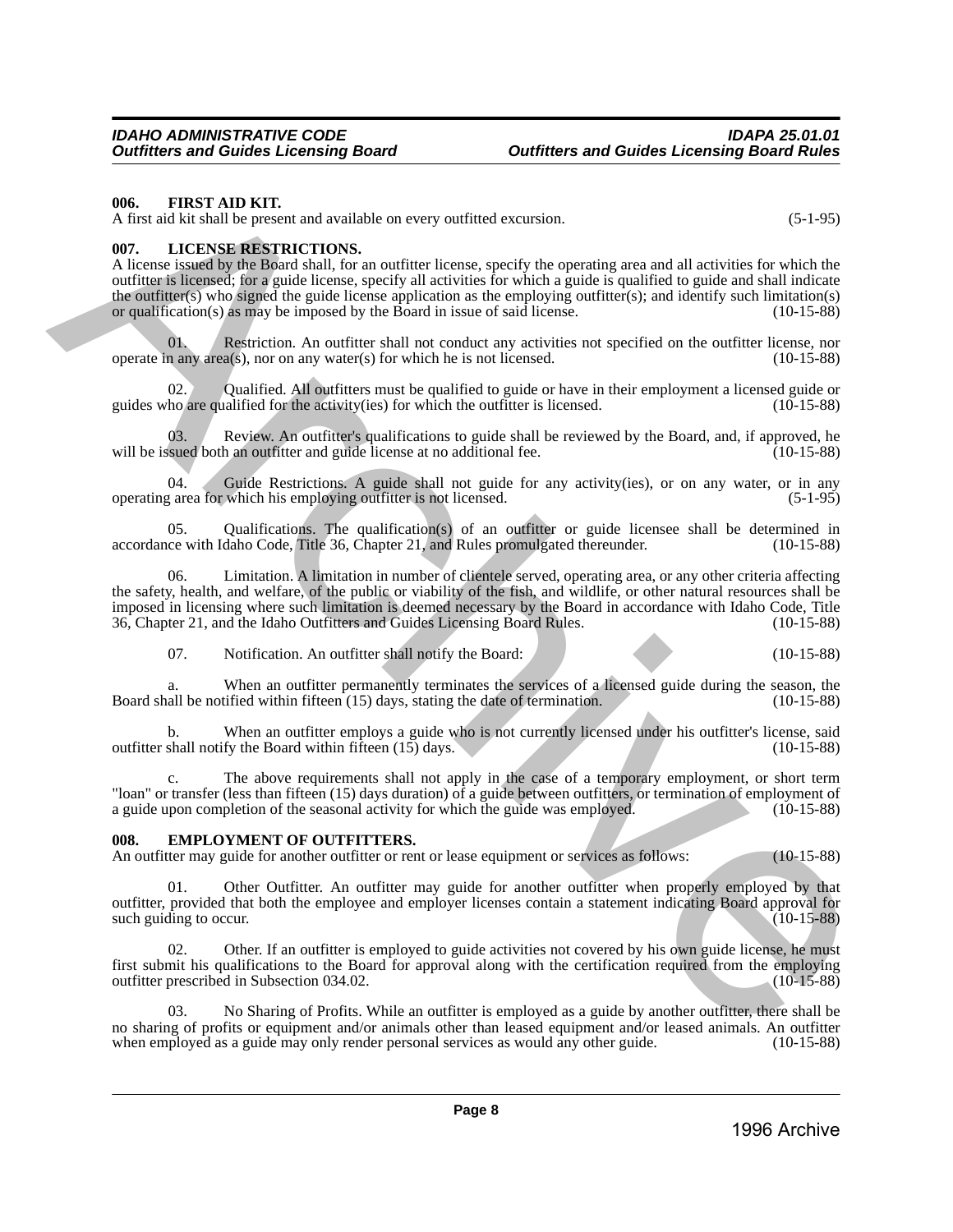**006. FIRST AID KIT.**

A first aid kit shall be present and available on every outfitted excursion. (5-1-95)

**007. LICENSE RESTRICTIONS.**

A license issued by the Board shall, for an outfitter license, specify the operating area and all activities for which the outfitter is licensed; for a guide license, specify all activities for which a guide is qualified to guide and shall indicate the outfitter(s) who signed the guide license application as the employing outfitter(s); and identify such limitation(s) or qualification(s) as may be imposed by the Board in issue of said license. (10-15-88)

01. Restriction. An outfitter shall not conduct any activities not specified on the outfitter license, nor operate in any area(s), nor on any water(s) for which he is not licensed. (10-15-88)

02. Qualified. All outfitters must be qualified to guide or have in their employment a licensed guide or guides who are qualified for the activity(ies) for which the outfitter is licensed. (10-15-88)

03. Review. An outfitter's qualifications to guide shall be reviewed by the Board, and, if approved, he will be issued both an outfitter and guide license at no additional fee. (10-15-88)

04. Guide Restrictions. A guide shall not guide for any activity(ies), or on any water, or in any operating area for which his employing outfitter is not licensed. (5-1-95)

05. Qualifications. The qualification(s) of an outfitter or guide licensee shall be determined in accordance with Idaho Code, Title 36, Chapter 21, and Rules promulgated thereunder. (10-15-88)

06. Limitation. A limitation in number of clientele served, operating area, or any other criteria affecting the safety, health, and welfare, of the public or viability of the fish, and wildlife, or other natural resources shall be imposed in licensing where such limitation is deemed necessary by the Board in accordance with Idaho Code, Title 36, Chapter 21, and the Idaho Outfitters and Guides Licensing Board Rules. (10-15-88)

07. Notification. An outfitter shall notify the Board: (10-15-88)

a. When an outfitter permanently terminates the services of a licensed guide during the season, the Board shall be notified within fifteen (15) days, stating the date of termination. (10-15-88)

b. When an outfitter employs a guide who is not currently licensed under his outfitter's license, said outfitter shall notify the Board within fifteen (15) days. (10-15-88)

c. The above requirements shall not apply in the case of a temporary employment, or short term "loan" or transfer (less than fifteen (15) days duration) of a guide between outfitters, or termination of employment of a guide upon completion of the seasonal activity for which the guide was employed. (10-15-88)

**008. EMPLOYMENT OF OUTFITTERS.**

An outfitter may guide for another outfitter or rent or lease equipment or services as follows: (10-15-88)

01. Other Outfitter. An outfitter may guide for another outfitter when properly employed by that outfitter, provided that both the employee and employer licenses contain a statement indicating Board approval for such guiding to occur. (10-15-88)

02. Other. If an outfitter is employed to guide activities not covered by his own guide license, he must first submit his qualifications to the Board for approval along with the certification required from the employing outfitter prescribed in Subsection 034.02. (10-15-88)

03. No Sharing of Profits. While an outfitter is employed as a guide by another outfitter, there shall be no sharing of profits or equipment and/or animals other than leased equipment and/or leased animals. An outfitter when employed as a guide may only render personal services as would any other guide. (10-15-88)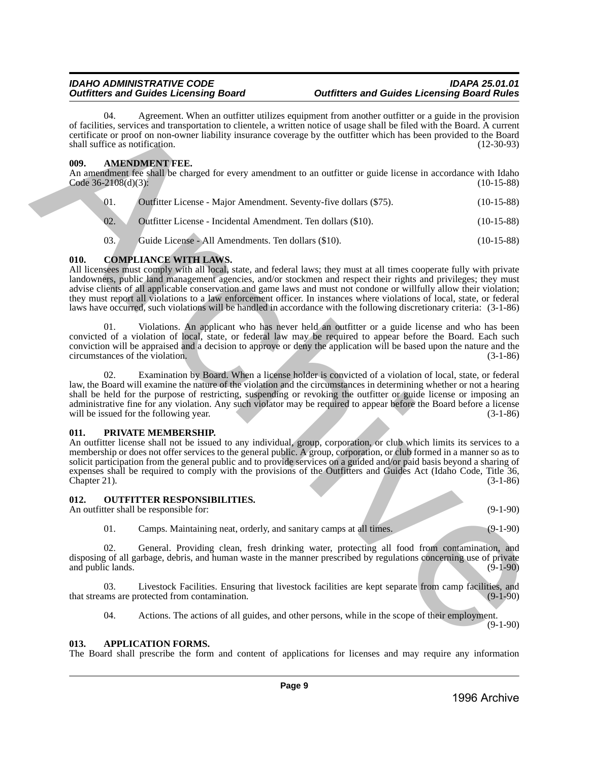04. Agreement. When an outfitter utilizes equipment from another outfitter or a guide in the provision of facilities, services and transportation to clientele, a written notice of usage shall be filed with the Board. A current certificate or proof on non-owner liability insurance coverage by the outfitter which has been provided to the Board shall suffice as notification. (12-30-93)

### 009. AMENDMENT FEE.

An amendment fee shall be charged for every amendment to an outfitter or guide license in accordance with Idaho Code 36-2108(d)(3): (10-15-88)

01. Outfitter License - Major Amendment. Seventy-five dollars ($75). (10-15-88)

02. Outfitter License - Incidental Amendment. Ten dollars ($10). (10-15-88)

03. Guide License - All Amendments. Ten dollars ($10). (10-15-88)

### 010. COMPLIANCE WITH LAWS.

All licensees must comply with all local, state, and federal laws; they must at all times cooperate fully with private landowners, public land management agencies, and/or stockmen and respect their rights and privileges; they must advise clients of all applicable conservation and game laws and must not condone or willfully allow their violation; they must report all violations to a law enforcement officer. In instances where violations of local, state, or federal laws have occurred, such violations will be handled in accordance with the following discretionary criteria: (3-1-86)

01. Violations. An applicant who has never held an outfitter or a guide license and who has been convicted of a violation of local, state, or federal law may be required to appear before the Board. Each such conviction will be appraised and a decision to approve or deny the application will be based upon the nature and the circumstances of the violation. (3-1-86)

02. Examination by Board. When a license holder is convicted of a violation of local, state, or federal law, the Board will examine the nature of the violation and the circumstances in determining whether or not a hearing shall be held for the purpose of restricting, suspending or revoking the outfitter or guide license or imposing an administrative fine for any violation. Any such violator may be required to appear before the Board before a license will be issued for the following year. (3-1-86)

### 011. PRIVATE MEMBERSHIP.

An outfitter license shall not be issued to any individual, group, corporation, or club which limits its services to a membership or does not offer services to the general public. A group, corporation, or club formed in a manner so as to solicit participation from the general public and to provide services on a guided and/or paid basis beyond a sharing of expenses shall be required to comply with the provisions of the Outfitters and Guides Act (Idaho Code, Title 36, Chapter 21). (3-1-86)

### 012. OUTFITTER RESPONSIBILITIES.

An outfitter shall be responsible for: (9-1-90)

01. Camps. Maintaining neat, orderly, and sanitary camps at all times. (9-1-90)

02. General. Providing clean, fresh drinking water, protecting all food from contamination, and disposing of all garbage, debris, and human waste in the manner prescribed by regulations concerning use of private and public lands. (9-1-90)

03. Livestock Facilities. Ensuring that livestock facilities are kept separate from camp facilities, and that streams are protected from contamination. (9-1-90)

04. Actions. The actions of all guides, and other persons, while in the scope of their employment. (9-1-90)

### 013. APPLICATION FORMS.

The Board shall prescribe the form and content of applications for licenses and may require any information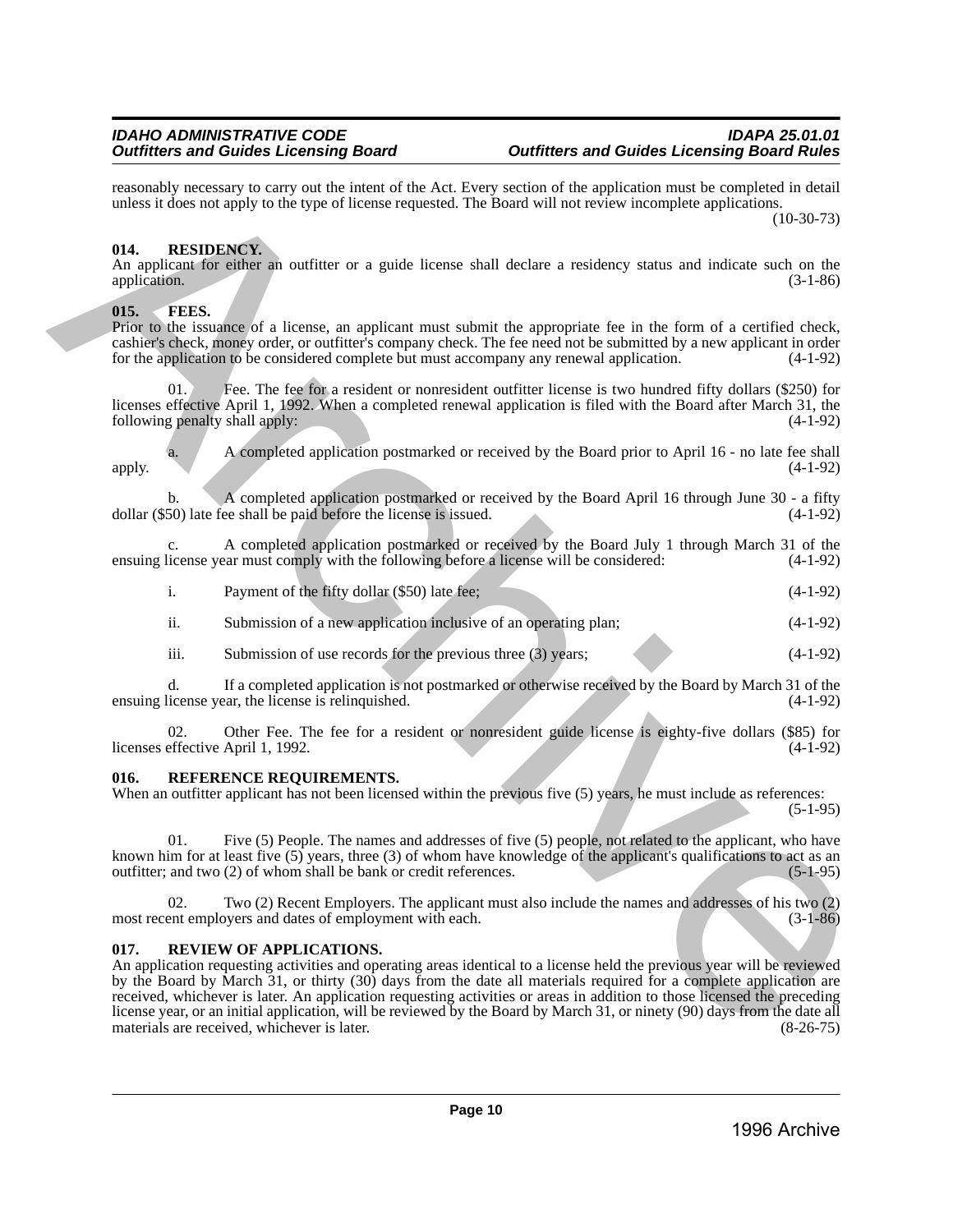reasonably necessary to carry out the intent of the Act. Every section of the application must be completed in detail unless it does not apply to the type of license requested. The Board will not review incomplete applications. (10-30-73)

### 014. RESIDENCY.

An applicant for either an outfitter or a guide license shall declare a residency status and indicate such on the application. (3-1-86)

### 015. FEES.

Prior to the issuance of a license, an applicant must submit the appropriate fee in the form of a certified check, cashier's check, money order, or outfitter's company check. The fee need not be submitted by a new applicant in order for the application to be considered complete but must accompany any renewal application. (4-1-92)

01. Fee. The fee for a resident or nonresident outfitter license is two hundred fifty dollars ($250) for licenses effective April 1, 1992. When a completed renewal application is filed with the Board after March 31, the following penalty shall apply: (4-1-92)

a. A completed application postmarked or received by the Board prior to April 16 - no late fee shall apply. (4-1-92)

b. A completed application postmarked or received by the Board April 16 through June 30 - a fifty dollar ($50) late fee shall be paid before the license is issued. (4-1-92)

c. A completed application postmarked or received by the Board July 1 through March 31 of the ensuing license year must comply with the following before a license will be considered: (4-1-92)

i. Payment of the fifty dollar ($50) late fee; (4-1-92)

ii. Submission of a new application inclusive of an operating plan; (4-1-92)

iii. Submission of use records for the previous three (3) years; (4-1-92)

d. If a completed application is not postmarked or otherwise received by the Board by March 31 of the ensuing license year, the license is relinquished. (4-1-92)

02. Other Fee. The fee for a resident or nonresident guide license is eighty-five dollars ($85) for licenses effective April 1, 1992. (4-1-92)

### 016. REFERENCE REQUIREMENTS.

When an outfitter applicant has not been licensed within the previous five (5) years, he must include as references: (5-1-95)

01. Five (5) People. The names and addresses of five (5) people, not related to the applicant, who have known him for at least five (5) years, three (3) of whom have knowledge of the applicant's qualifications to act as an outfitter; and two (2) of whom shall be bank or credit references. (5-1-95)

02. Two (2) Recent Employers. The applicant must also include the names and addresses of his two (2) most recent employers and dates of employment with each. (3-1-86)

### 017. REVIEW OF APPLICATIONS.

An application requesting activities and operating areas identical to a license held the previous year will be reviewed by the Board by March 31, or thirty (30) days from the date all materials required for a complete application are received, whichever is later. An application requesting activities or areas in addition to those licensed the preceding license year, or an initial application, will be reviewed by the Board by March 31, or ninety (90) days from the date all materials are received, whichever is later. (8-26-75)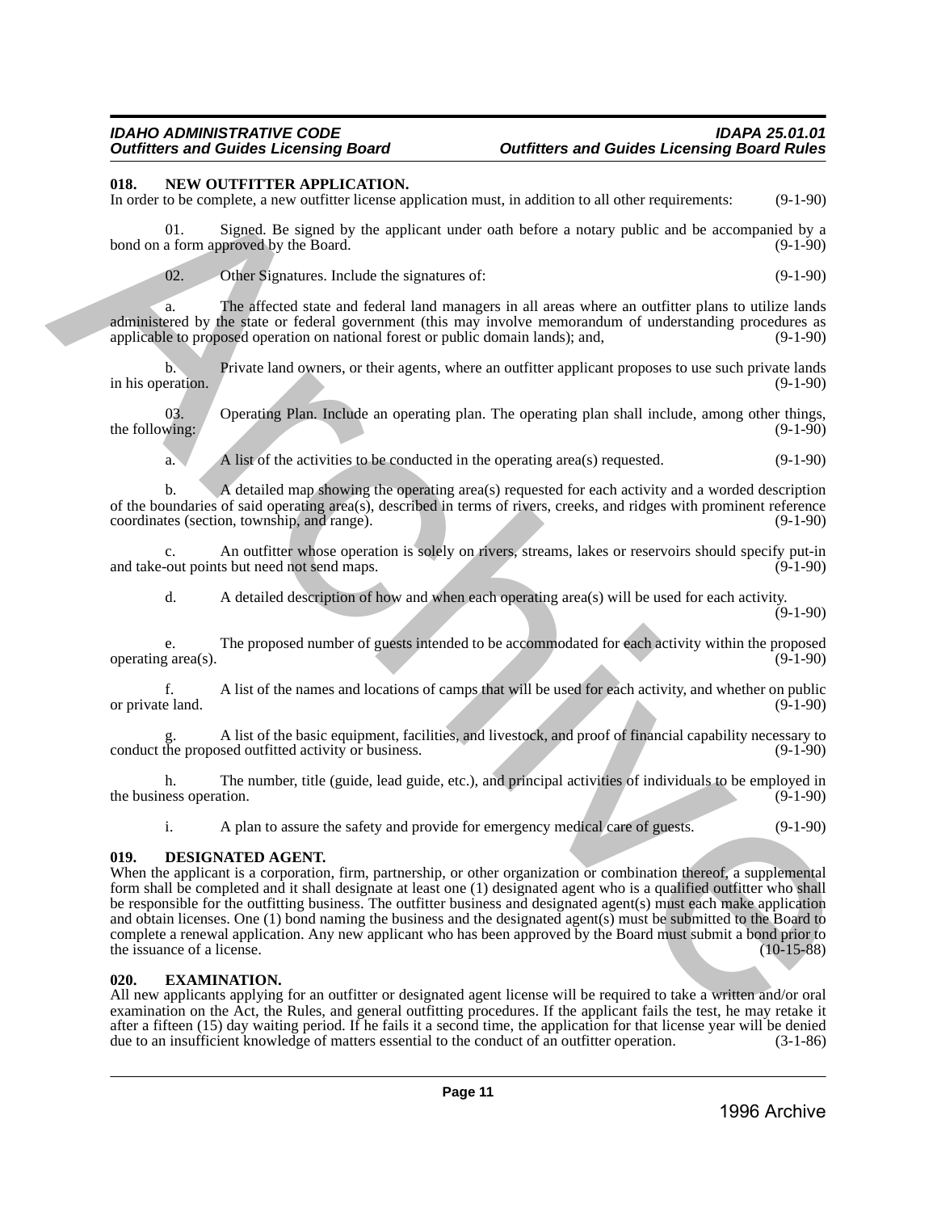## 018. NEW OUTFITTER APPLICATION.

In order to be complete, a new outfitter license application must, in addition to all other requirements: (9-1-90)

01. Signed. Be signed by the applicant under oath before a notary public and be accompanied by a bond on a form approved by the Board. (9-1-90)

02. Other Signatures. Include the signatures of: (9-1-90)

a. The affected state and federal land managers in all areas where an outfitter plans to utilize lands administered by the state or federal government (this may involve memorandum of understanding procedures as applicable to proposed operation on national forest or public domain lands); and, (9-1-90)

b. Private land owners, or their agents, where an outfitter applicant proposes to use such private lands in his operation. (9-1-90)

03. Operating Plan. Include an operating plan. The operating plan shall include, among other things, the following: (9-1-90)

a. A list of the activities to be conducted in the operating area(s) requested. (9-1-90)

b. A detailed map showing the operating area(s) requested for each activity and a worded description of the boundaries of said operating area(s), described in terms of rivers, creeks, and ridges with prominent reference coordinates (section, township, and range). (9-1-90)

c. An outfitter whose operation is solely on rivers, streams, lakes or reservoirs should specify put-in and take-out points but need not send maps. (9-1-90)

d. A detailed description of how and when each operating area(s) will be used for each activity. (9-1-90)

e. The proposed number of guests intended to be accommodated for each activity within the proposed operating area(s). (9-1-90)

f. A list of the names and locations of camps that will be used for each activity, and whether on public or private land. (9-1-90)

g. A list of the basic equipment, facilities, and livestock, and proof of financial capability necessary to conduct the proposed outfitted activity or business. (9-1-90)

h. The number, title (guide, lead guide, etc.), and principal activities of individuals to be employed in the business operation. (9-1-90)

i. A plan to assure the safety and provide for emergency medical care of guests. (9-1-90)

## 019. DESIGNATED AGENT.

When the applicant is a corporation, firm, partnership, or other organization or combination thereof, a supplemental form shall be completed and it shall designate at least one (1) designated agent who is a qualified outfitter who shall be responsible for the outfitting business. The outfitter business and designated agent(s) must each make application and obtain licenses. One (1) bond naming the business and the designated agent(s) must be submitted to the Board to complete a renewal application. Any new applicant who has been approved by the Board must submit a bond prior to the issuance of a license. (10-15-88)

## 020. EXAMINATION.

All new applicants applying for an outfitter or designated agent license will be required to take a written and/or oral examination on the Act, the Rules, and general outfitting procedures. If the applicant fails the test, he may retake it after a fifteen (15) day waiting period. If he fails it a second time, the application for that license year will be denied due to an insufficient knowledge of matters essential to the conduct of an outfitter operation. (3-1-86)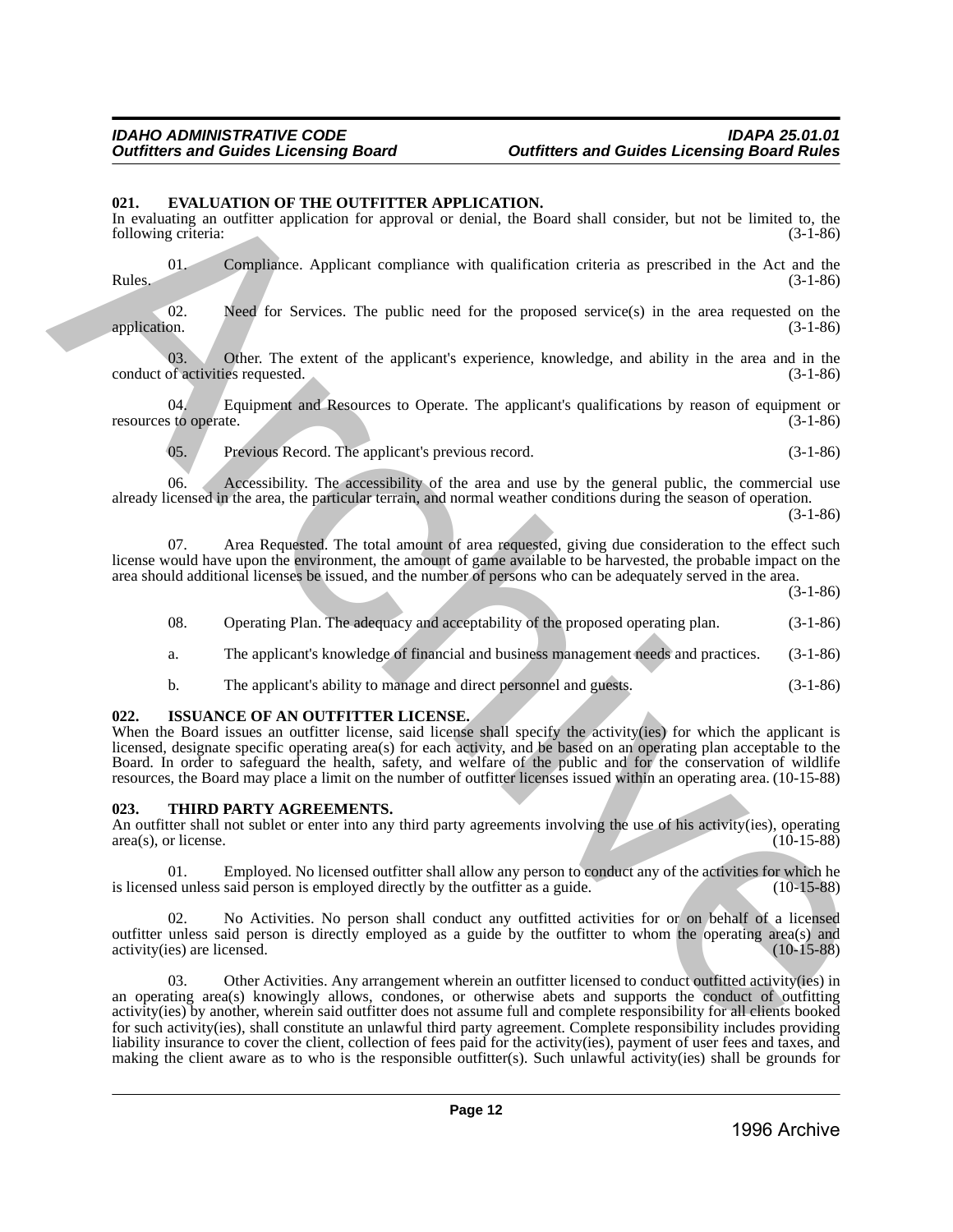### 021. EVALUATION OF THE OUTFITTER APPLICATION.

In evaluating an outfitter application for approval or denial, the Board shall consider, but not be limited to, the following criteria: (3-1-86)

01. Compliance. Applicant compliance with qualification criteria as prescribed in the Act and the Rules. (3-1-86)

02. Need for Services. The public need for the proposed service(s) in the area requested on the application. (3-1-86)

03. Other. The extent of the applicant's experience, knowledge, and ability in the area and in the conduct of activities requested. (3-1-86)

04. Equipment and Resources to Operate. The applicant's qualifications by reason of equipment or resources to operate. (3-1-86)

05. Previous Record. The applicant's previous record. (3-1-86)

06. Accessibility. The accessibility of the area and use by the general public, the commercial use already licensed in the area, the particular terrain, and normal weather conditions during the season of operation. (3-1-86)

07. Area Requested. The total amount of area requested, giving due consideration to the effect such license would have upon the environment, the amount of game available to be harvested, the probable impact on the area should additional licenses be issued, and the number of persons who can be adequately served in the area. (3-1-86)

08. Operating Plan. The adequacy and acceptability of the proposed operating plan. (3-1-86)

a. The applicant's knowledge of financial and business management needs and practices. (3-1-86)

b. The applicant's ability to manage and direct personnel and guests. (3-1-86)

### 022. ISSUANCE OF AN OUTFITTER LICENSE.

When the Board issues an outfitter license, said license shall specify the activity(ies) for which the applicant is licensed, designate specific operating area(s) for each activity, and be based on an operating plan acceptable to the Board. In order to safeguard the health, safety, and welfare of the public and for the conservation of wildlife resources, the Board may place a limit on the number of outfitter licenses issued within an operating area. (10-15-88)

### 023. THIRD PARTY AGREEMENTS.

An outfitter shall not sublet or enter into any third party agreements involving the use of his activity(ies), operating area(s), or license. (10-15-88)

01. Employed. No licensed outfitter shall allow any person to conduct any of the activities for which he is licensed unless said person is employed directly by the outfitter as a guide. (10-15-88)

02. No Activities. No person shall conduct any outfitted activities for or on behalf of a licensed outfitter unless said person is directly employed as a guide by the outfitter to whom the operating area(s) and activity(ies) are licensed. (10-15-88)

03. Other Activities. Any arrangement wherein an outfitter licensed to conduct outfitted activity(ies) in an operating area(s) knowingly allows, condones, or otherwise abets and supports the conduct of outfitting activity(ies) by another, wherein said outfitter does not assume full and complete responsibility for all clients booked for such activity(ies), shall constitute an unlawful third party agreement. Complete responsibility includes providing liability insurance to cover the client, collection of fees paid for the activity(ies), payment of user fees and taxes, and making the client aware as to who is the responsible outfitter(s). Such unlawful activity(ies) shall be grounds for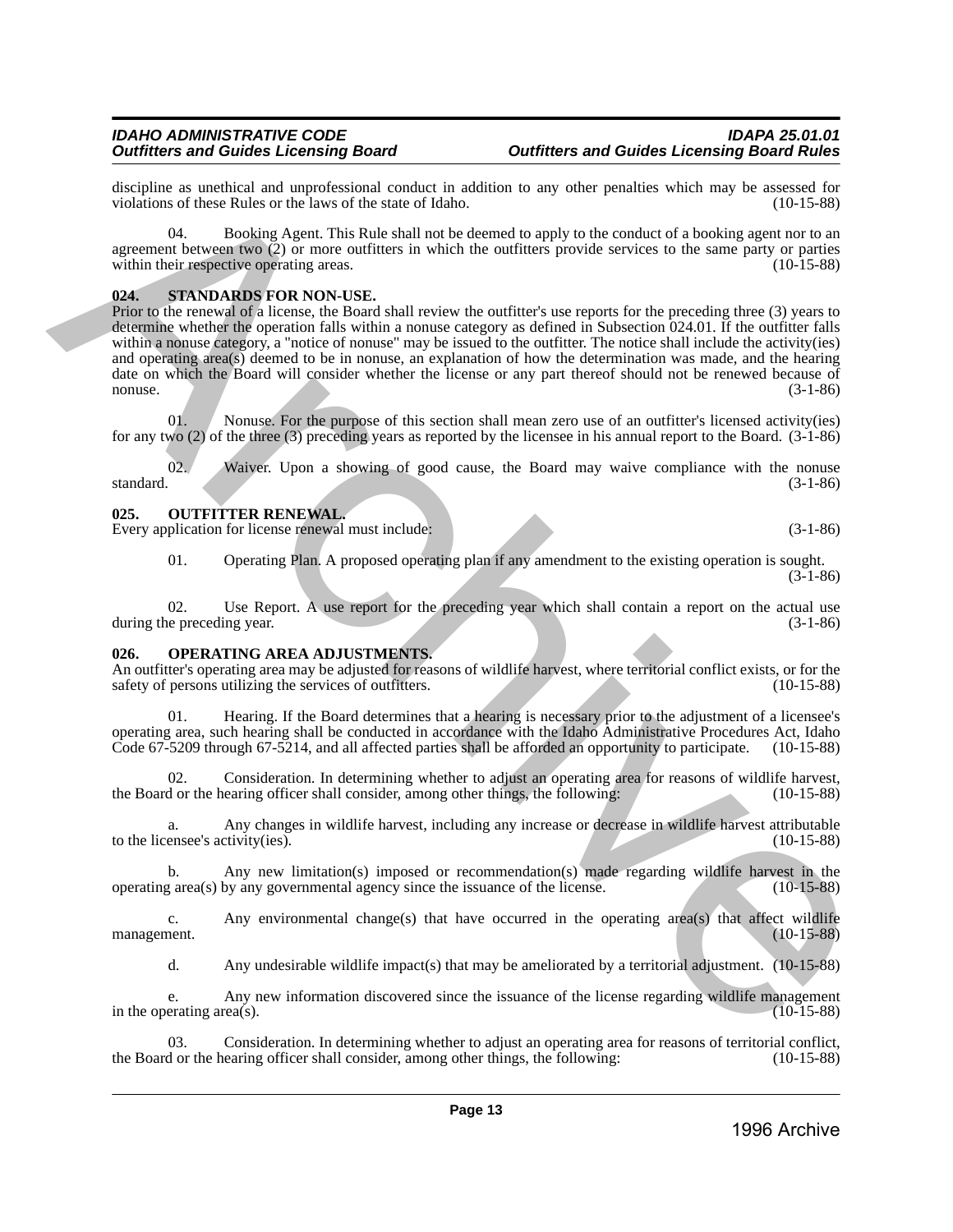discipline as unethical and unprofessional conduct in addition to any other penalties which may be assessed for violations of these Rules or the laws of the state of Idaho. (10-15-88)

04. Booking Agent. This Rule shall not be deemed to apply to the conduct of a booking agent nor to an agreement between two (2) or more outfitters in which the outfitters provide services to the same party or parties within their respective operating areas. (10-15-88)

## 024. STANDARDS FOR NON-USE.

Prior to the renewal of a license, the Board shall review the outfitter's use reports for the preceding three (3) years to determine whether the operation falls within a nonuse category as defined in Subsection 024.01. If the outfitter falls within a nonuse category, a "notice of nonuse" may be issued to the outfitter. The notice shall include the activity(ies) and operating area(s) deemed to be in nonuse, an explanation of how the determination was made, and the hearing date on which the Board will consider whether the license or any part thereof should not be renewed because of nonuse. (3-1-86)

01. Nonuse. For the purpose of this section shall mean zero use of an outfitter's licensed activity(ies) for any two (2) of the three (3) preceding years as reported by the licensee in his annual report to the Board. (3-1-86)

02. Waiver. Upon a showing of good cause, the Board may waive compliance with the nonuse standard. (3-1-86)

## 025. OUTFITTER RENEWAL.

Every application for license renewal must include: (3-1-86)

01. Operating Plan. A proposed operating plan if any amendment to the existing operation is sought. (3-1-86)

02. Use Report. A use report for the preceding year which shall contain a report on the actual use during the preceding year. (3-1-86)

## 026. OPERATING AREA ADJUSTMENTS.

An outfitter's operating area may be adjusted for reasons of wildlife harvest, where territorial conflict exists, or for the safety of persons utilizing the services of outfitters. (10-15-88)

01. Hearing. If the Board determines that a hearing is necessary prior to the adjustment of a licensee's operating area, such hearing shall be conducted in accordance with the Idaho Administrative Procedures Act, Idaho Code 67-5209 through 67-5214, and all affected parties shall be afforded an opportunity to participate. (10-15-88)

02. Consideration. In determining whether to adjust an operating area for reasons of wildlife harvest, the Board or the hearing officer shall consider, among other things, the following: (10-15-88)

a. Any changes in wildlife harvest, including any increase or decrease in wildlife harvest attributable to the licensee's activity(ies). (10-15-88)

b. Any new limitation(s) imposed or recommendation(s) made regarding wildlife harvest in the operating area(s) by any governmental agency since the issuance of the license. (10-15-88)

c. Any environmental change(s) that have occurred in the operating area(s) that affect wildlife management. (10-15-88)

d. Any undesirable wildlife impact(s) that may be ameliorated by a territorial adjustment. (10-15-88)

e. Any new information discovered since the issuance of the license regarding wildlife management in the operating area(s). (10-15-88)

03. Consideration. In determining whether to adjust an operating area for reasons of territorial conflict, the Board or the hearing officer shall consider, among other things, the following: (10-15-88)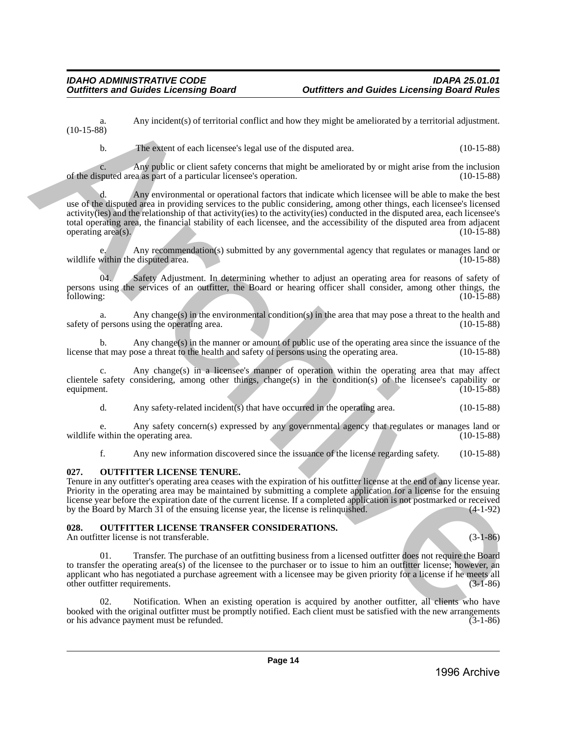a. Any incident(s) of territorial conflict and how they might be ameliorated by a territorial adjustment. (10-15-88)

b. The extent of each licensee's legal use of the disputed area. (10-15-88)

c. Any public or client safety concerns that might be ameliorated by or might arise from the inclusion of the disputed area as part of a particular licensee's operation. (10-15-88)

d. Any environmental or operational factors that indicate which licensee will be able to make the best use of the disputed area in providing services to the public considering, among other things, each licensee's licensed activity(ies) and the relationship of that activity(ies) to the activity(ies) conducted in the disputed area, each licensee's total operating area, the financial stability of each licensee, and the accessibility of the disputed area from adjacent operating area(s). (10-15-88)

e. Any recommendation(s) submitted by any governmental agency that regulates or manages land or wildlife within the disputed area. (10-15-88)

04. Safety Adjustment. In determining whether to adjust an operating area for reasons of safety of persons using the services of an outfitter, the Board or hearing officer shall consider, among other things, the following: (10-15-88)

a. Any change(s) in the environmental condition(s) in the area that may pose a threat to the health and safety of persons using the operating area. (10-15-88)

b. Any change(s) in the manner or amount of public use of the operating area since the issuance of the license that may pose a threat to the health and safety of persons using the operating area. (10-15-88)

c. Any change(s) in a licensee's manner of operation within the operating area that may affect clientele safety considering, among other things, change(s) in the condition(s) of the licensee's capability or equipment. (10-15-88)

d. Any safety-related incident(s) that have occurred in the operating area. (10-15-88)

e. Any safety concern(s) expressed by any governmental agency that regulates or manages land or wildlife within the operating area. (10-15-88)

f. Any new information discovered since the issuance of the license regarding safety. (10-15-88)

### 027. OUTFITTER LICENSE TENURE.

Tenure in any outfitter's operating area ceases with the expiration of his outfitter license at the end of any license year. Priority in the operating area may be maintained by submitting a complete application for a license for the ensuing license year before the expiration date of the current license. If a completed application is not postmarked or received by the Board by March 31 of the ensuing license year, the license is relinquished. (4-1-92)

### 028. OUTFITTER LICENSE TRANSFER CONSIDERATIONS.

An outfitter license is not transferable. (3-1-86)

01. Transfer. The purchase of an outfitting business from a licensed outfitter does not require the Board to transfer the operating area(s) of the licensee to the purchaser or to issue to him an outfitter license; however, an applicant who has negotiated a purchase agreement with a licensee may be given priority for a license if he meets all other outfitter requirements. (3-1-86)

02. Notification. When an existing operation is acquired by another outfitter, all clients who have booked with the original outfitter must be promptly notified. Each client must be satisfied with the new arrangements or his advance payment must be refunded. (3-1-86)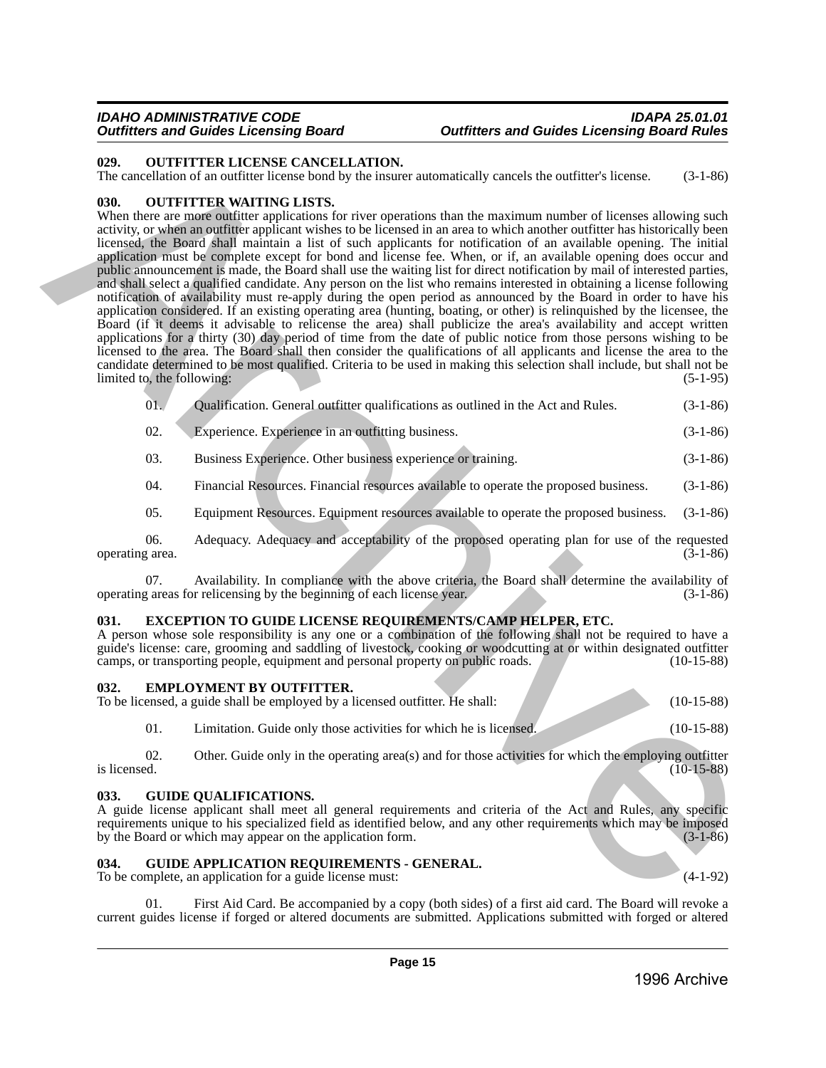**029. OUTFITTER LICENSE CANCELLATION.**
The cancellation of an outfitter license bond by the insurer automatically cancels the outfitter's license. (3-1-86)

**030. OUTFITTER WAITING LISTS.**
When there are more outfitter applications for river operations than the maximum number of licenses allowing such activity, or when an outfitter applicant wishes to be licensed in an area to which another outfitter has historically been licensed, the Board shall maintain a list of such applicants for notification of an available opening. The initial application must be complete except for bond and license fee. When, or if, an available opening does occur and public announcement is made, the Board shall use the waiting list for direct notification by mail of interested parties, and shall select a qualified candidate. Any person on the list who remains interested in obtaining a license following notification of availability must re-apply during the open period as announced by the Board in order to have his application considered. If an existing operating area (hunting, boating, or other) is relinquished by the licensee, the Board (if it deems it advisable to relicense the area) shall publicize the area's availability and accept written applications for a thirty (30) day period of time from the date of public notice from those persons wishing to be licensed to the area. The Board shall then consider the qualifications of all applicants and license the area to the candidate determined to be most qualified. Criteria to be used in making this selection shall include, but shall not be limited to, the following: (5-1-95)

01. Qualification. General outfitter qualifications as outlined in the Act and Rules. (3-1-86)

02. Experience. Experience in an outfitting business. (3-1-86)

03. Business Experience. Other business experience or training. (3-1-86)

04. Financial Resources. Financial resources available to operate the proposed business. (3-1-86)

05. Equipment Resources. Equipment resources available to operate the proposed business. (3-1-86)

06. Adequacy. Adequacy and acceptability of the proposed operating plan for use of the requested operating area. (3-1-86)

07. Availability. In compliance with the above criteria, the Board shall determine the availability of operating areas for relicensing by the beginning of each license year. (3-1-86)

**031. EXCEPTION TO GUIDE LICENSE REQUIREMENTS/CAMP HELPER, ETC.**
A person whose sole responsibility is any one or a combination of the following shall not be required to have a guide's license: care, grooming and saddling of livestock, cooking or woodcutting at or within designated outfitter camps, or transporting people, equipment and personal property on public roads. (10-15-88)

**032. EMPLOYMENT BY OUTFITTER.**
To be licensed, a guide shall be employed by a licensed outfitter. He shall: (10-15-88)

01. Limitation. Guide only those activities for which he is licensed. (10-15-88)

02. Other. Guide only in the operating area(s) and for those activities for which the employing outfitter is licensed. (10-15-88)

**033. GUIDE QUALIFICATIONS.**
A guide license applicant shall meet all general requirements and criteria of the Act and Rules, any specific requirements unique to his specialized field as identified below, and any other requirements which may be imposed by the Board or which may appear on the application form. (3-1-86)

**034. GUIDE APPLICATION REQUIREMENTS - GENERAL.**
To be complete, an application for a guide license must: (4-1-92)

01. First Aid Card. Be accompanied by a copy (both sides) of a first aid card. The Board will revoke a current guides license if forged or altered documents are submitted. Applications submitted with forged or altered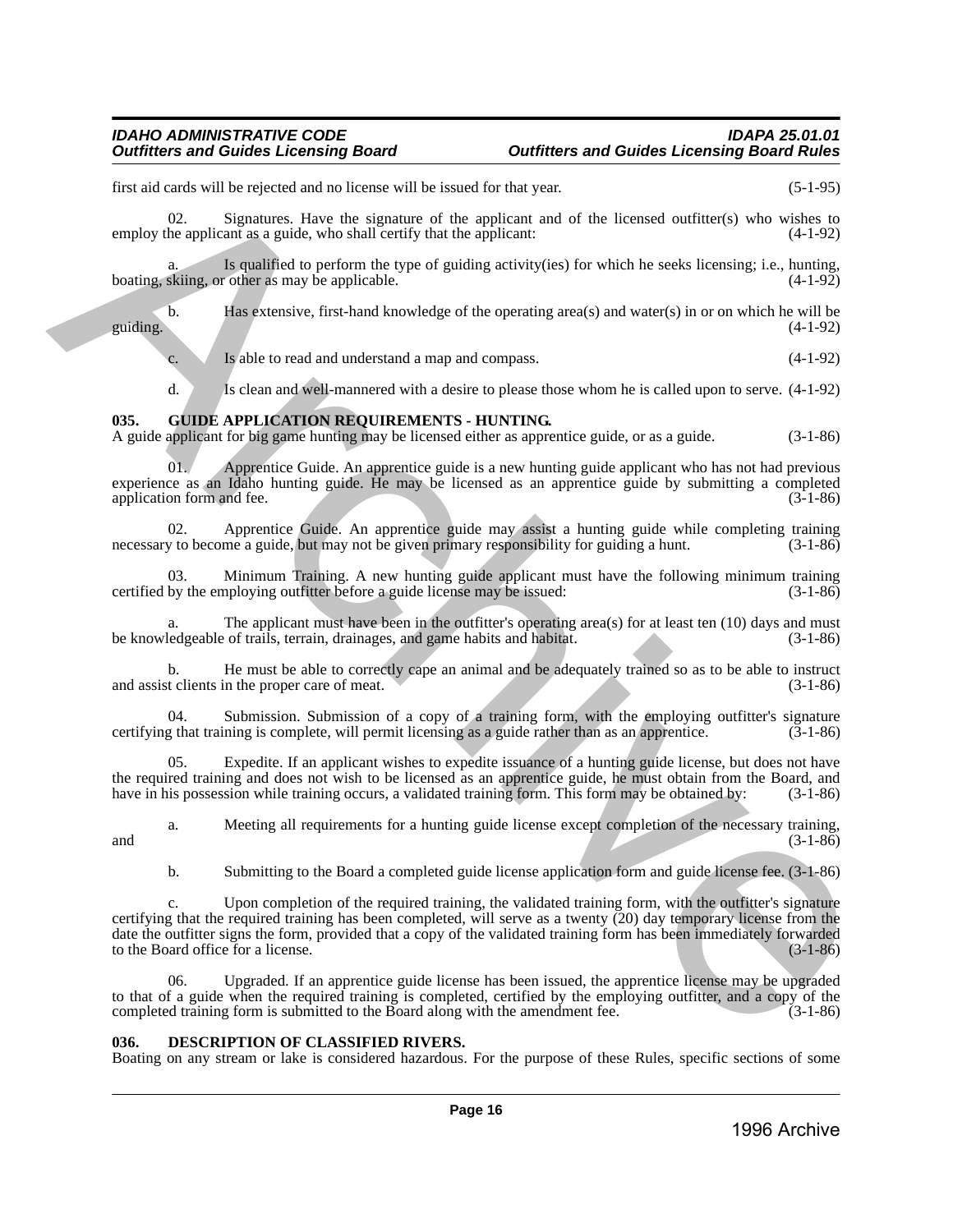first aid cards will be rejected and no license will be issued for that year. (5-1-95)

02. Signatures. Have the signature of the applicant and of the licensed outfitter(s) who wishes to employ the applicant as a guide, who shall certify that the applicant: (4-1-92)

a. Is qualified to perform the type of guiding activity(ies) for which he seeks licensing; i.e., hunting, boating, skiing, or other as may be applicable. (4-1-92)

b. Has extensive, first-hand knowledge of the operating area(s) and water(s) in or on which he will be guiding. (4-1-92)

c. Is able to read and understand a map and compass. (4-1-92)

d. Is clean and well-mannered with a desire to please those whom he is called upon to serve. (4-1-92)

## 035. GUIDE APPLICATION REQUIREMENTS - HUNTING.

A guide applicant for big game hunting may be licensed either as apprentice guide, or as a guide. (3-1-86)

01. Apprentice Guide. An apprentice guide is a new hunting guide applicant who has not had previous experience as an Idaho hunting guide. He may be licensed as an apprentice guide by submitting a completed application form and fee. (3-1-86)

02. Apprentice Guide. An apprentice guide may assist a hunting guide while completing training necessary to become a guide, but may not be given primary responsibility for guiding a hunt. (3-1-86)

03. Minimum Training. A new hunting guide applicant must have the following minimum training certified by the employing outfitter before a guide license may be issued: (3-1-86)

a. The applicant must have been in the outfitter's operating area(s) for at least ten (10) days and must be knowledgeable of trails, terrain, drainages, and game habits and habitat. (3-1-86)

b. He must be able to correctly cape an animal and be adequately trained so as to be able to instruct and assist clients in the proper care of meat. (3-1-86)

04. Submission. Submission of a copy of a training form, with the employing outfitter's signature certifying that training is complete, will permit licensing as a guide rather than as an apprentice. (3-1-86)

05. Expedite. If an applicant wishes to expedite issuance of a hunting guide license, but does not have the required training and does not wish to be licensed as an apprentice guide, he must obtain from the Board, and have in his possession while training occurs, a validated training form. This form may be obtained by: (3-1-86)

a. Meeting all requirements for a hunting guide license except completion of the necessary training, and (3-1-86)

b. Submitting to the Board a completed guide license application form and guide license fee. (3-1-86)

c. Upon completion of the required training, the validated training form, with the outfitter's signature certifying that the required training has been completed, will serve as a twenty (20) day temporary license from the date the outfitter signs the form, provided that a copy of the validated training form has been immediately forwarded to the Board office for a license. (3-1-86)

06. Upgraded. If an apprentice guide license has been issued, the apprentice license may be upgraded to that of a guide when the required training is completed, certified by the employing outfitter, and a copy of the completed training form is submitted to the Board along with the amendment fee. (3-1-86)

## 036. DESCRIPTION OF CLASSIFIED RIVERS.

Boating on any stream or lake is considered hazardous. For the purpose of these Rules, specific sections of some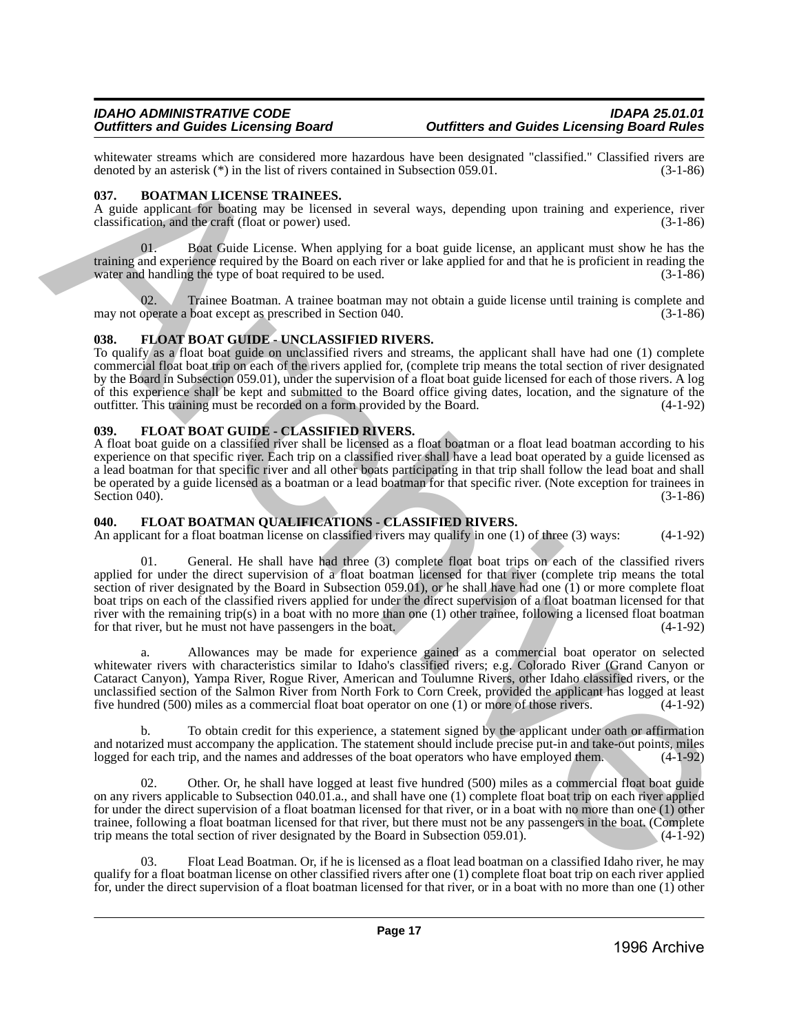whitewater streams which are considered more hazardous have been designated "classified." Classified rivers are denoted by an asterisk (*) in the list of rivers contained in Subsection 059.01. (3-1-86)

### 037. BOATMAN LICENSE TRAINEES.

A guide applicant for boating may be licensed in several ways, depending upon training and experience, river classification, and the craft (float or power) used. (3-1-86)

01. Boat Guide License. When applying for a boat guide license, an applicant must show he has the training and experience required by the Board on each river or lake applied for and that he is proficient in reading the water and handling the type of boat required to be used. (3-1-86)

02. Trainee Boatman. A trainee boatman may not obtain a guide license until training is complete and may not operate a boat except as prescribed in Section 040. (3-1-86)

### 038. FLOAT BOAT GUIDE - UNCLASSIFIED RIVERS.

To qualify as a float boat guide on unclassified rivers and streams, the applicant shall have had one (1) complete commercial float boat trip on each of the rivers applied for, (complete trip means the total section of river designated by the Board in Subsection 059.01), under the supervision of a float boat guide licensed for each of those rivers. A log of this experience shall be kept and submitted to the Board office giving dates, location, and the signature of the outfitter. This training must be recorded on a form provided by the Board. (4-1-92)

### 039. FLOAT BOAT GUIDE - CLASSIFIED RIVERS.

A float boat guide on a classified river shall be licensed as a float boatman or a float lead boatman according to his experience on that specific river. Each trip on a classified river shall have a lead boat operated by a guide licensed as a lead boatman for that specific river and all other boats participating in that trip shall follow the lead boat and shall be operated by a guide licensed as a boatman or a lead boatman for that specific river. (Note exception for trainees in Section 040). (3-1-86)

### 040. FLOAT BOATMAN QUALIFICATIONS - CLASSIFIED RIVERS.

An applicant for a float boatman license on classified rivers may qualify in one (1) of three (3) ways: (4-1-92)

01. General. He shall have had three (3) complete float boat trips on each of the classified rivers applied for under the direct supervision of a float boatman licensed for that river (complete trip means the total section of river designated by the Board in Subsection 059.01), or he shall have had one (1) or more complete float boat trips on each of the classified rivers applied for under the direct supervision of a float boatman licensed for that river with the remaining trip(s) in a boat with no more than one (1) other trainee, following a licensed float boatman for that river, but he must not have passengers in the boat. (4-1-92)

a. Allowances may be made for experience gained as a commercial boat operator on selected whitewater rivers with characteristics similar to Idaho's classified rivers; e.g. Colorado River (Grand Canyon or Cataract Canyon), Yampa River, Rogue River, American and Toulumne Rivers, other Idaho classified rivers, or the unclassified section of the Salmon River from North Fork to Corn Creek, provided the applicant has logged at least five hundred (500) miles as a commercial float boat operator on one (1) or more of those rivers. (4-1-92)

b. To obtain credit for this experience, a statement signed by the applicant under oath or affirmation and notarized must accompany the application. The statement should include precise put-in and take-out points, miles logged for each trip, and the names and addresses of the boat operators who have employed them. (4-1-92)

02. Other. Or, he shall have logged at least five hundred (500) miles as a commercial float boat guide on any rivers applicable to Subsection 040.01.a., and shall have one (1) complete float boat trip on each river applied for under the direct supervision of a float boatman licensed for that river, or in a boat with no more than one (1) other trainee, following a float boatman licensed for that river, but there must not be any passengers in the boat. (Complete trip means the total section of river designated by the Board in Subsection 059.01). (4-1-92)

03. Float Lead Boatman. Or, if he is licensed as a float lead boatman on a classified Idaho river, he may qualify for a float boatman license on other classified rivers after one (1) complete float boat trip on each river applied for, under the direct supervision of a float boatman licensed for that river, or in a boat with no more than one (1) other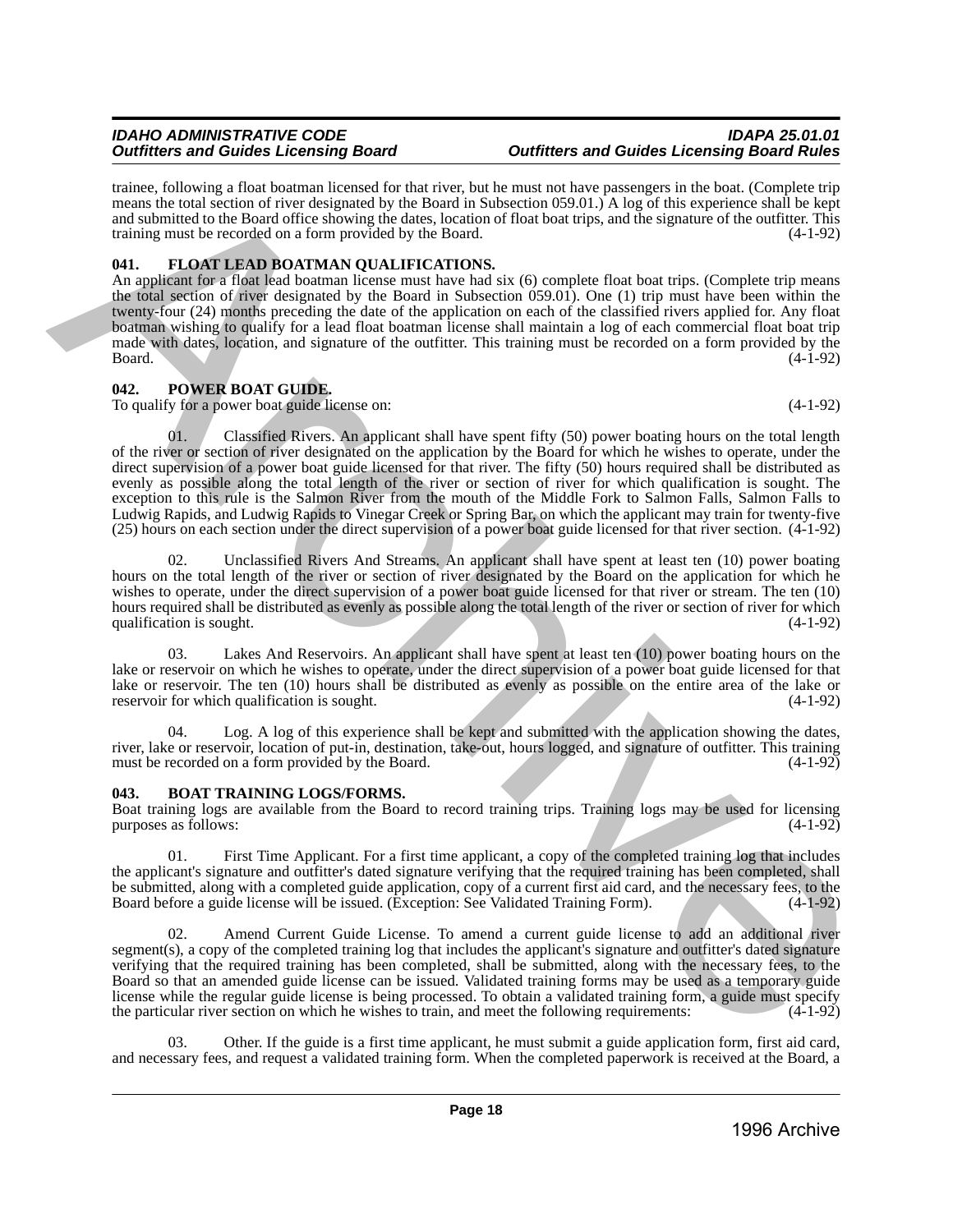trainee, following a float boatman licensed for that river, but he must not have passengers in the boat. (Complete trip means the total section of river designated by the Board in Subsection 059.01.) A log of this experience shall be kept and submitted to the Board office showing the dates, location of float boat trips, and the signature of the outfitter. This training must be recorded on a form provided by the Board. (4-1-92)

### 041. FLOAT LEAD BOATMAN QUALIFICATIONS.

An applicant for a float lead boatman license must have had six (6) complete float boat trips. (Complete trip means the total section of river designated by the Board in Subsection 059.01). One (1) trip must have been within the twenty-four (24) months preceding the date of the application on each of the classified rivers applied for. Any float boatman wishing to qualify for a lead float boatman license shall maintain a log of each commercial float boat trip made with dates, location, and signature of the outfitter. This training must be recorded on a form provided by the Board. (4-1-92)

### 042. POWER BOAT GUIDE.

To qualify for a power boat guide license on: (4-1-92)

01. Classified Rivers. An applicant shall have spent fifty (50) power boating hours on the total length of the river or section of river designated on the application by the Board for which he wishes to operate, under the direct supervision of a power boat guide licensed for that river. The fifty (50) hours required shall be distributed as evenly as possible along the total length of the river or section of river for which qualification is sought. The exception to this rule is the Salmon River from the mouth of the Middle Fork to Salmon Falls, Salmon Falls to Ludwig Rapids, and Ludwig Rapids to Vinegar Creek or Spring Bar, on which the applicant may train for twenty-five (25) hours on each section under the direct supervision of a power boat guide licensed for that river section. (4-1-92)

02. Unclassified Rivers And Streams. An applicant shall have spent at least ten (10) power boating hours on the total length of the river or section of river designated by the Board on the application for which he wishes to operate, under the direct supervision of a power boat guide licensed for that river or stream. The ten (10) hours required shall be distributed as evenly as possible along the total length of the river or section of river for which qualification is sought. (4-1-92)

03. Lakes And Reservoirs. An applicant shall have spent at least ten (10) power boating hours on the lake or reservoir on which he wishes to operate, under the direct supervision of a power boat guide licensed for that lake or reservoir. The ten (10) hours shall be distributed as evenly as possible on the entire area of the lake or reservoir for which qualification is sought. (4-1-92)

04. Log. A log of this experience shall be kept and submitted with the application showing the dates, river, lake or reservoir, location of put-in, destination, take-out, hours logged, and signature of outfitter. This training must be recorded on a form provided by the Board. (4-1-92)

### 043. BOAT TRAINING LOGS/FORMS.

Boat training logs are available from the Board to record training trips. Training logs may be used for licensing purposes as follows: (4-1-92)

01. First Time Applicant. For a first time applicant, a copy of the completed training log that includes the applicant's signature and outfitter's dated signature verifying that the required training has been completed, shall be submitted, along with a completed guide application, copy of a current first aid card, and the necessary fees, to the Board before a guide license will be issued. (Exception: See Validated Training Form). (4-1-92)

02. Amend Current Guide License. To amend a current guide license to add an additional river segment(s), a copy of the completed training log that includes the applicant's signature and outfitter's dated signature verifying that the required training has been completed, shall be submitted, along with the necessary fees, to the Board so that an amended guide license can be issued. Validated training forms may be used as a temporary guide license while the regular guide license is being processed. To obtain a validated training form, a guide must specify the particular river section on which he wishes to train, and meet the following requirements: (4-1-92)

03. Other. If the guide is a first time applicant, he must submit a guide application form, first aid card, and necessary fees, and request a validated training form. When the completed paperwork is received at the Board, a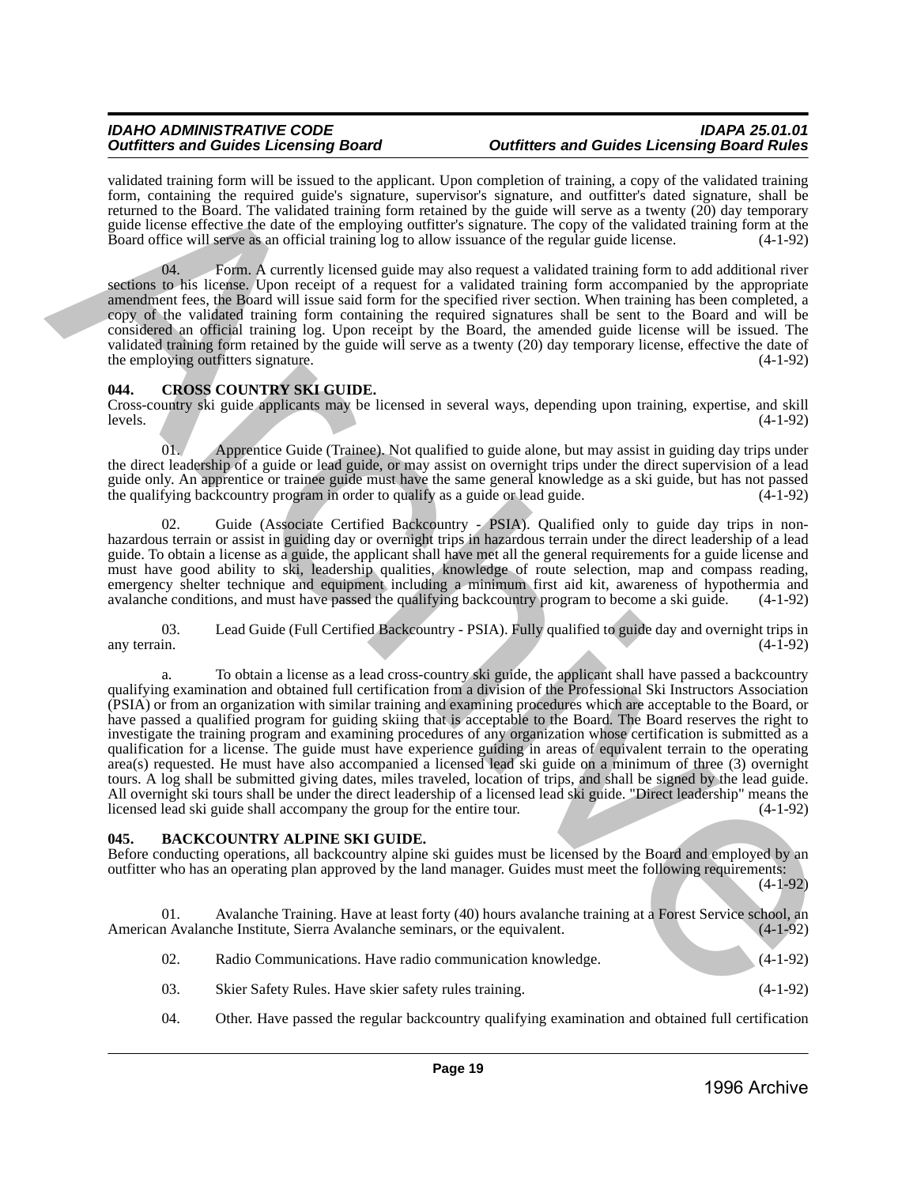validated training form will be issued to the applicant. Upon completion of training, a copy of the validated training form, containing the required guide's signature, supervisor's signature, and outfitter's dated signature, shall be returned to the Board. The validated training form retained by the guide will serve as a twenty (20) day temporary guide license effective the date of the employing outfitter's signature. The copy of the validated training form at the Board office will serve as an official training log to allow issuance of the regular guide license. (4-1-92)

04. Form. A currently licensed guide may also request a validated training form to add additional river sections to his license. Upon receipt of a request for a validated training form accompanied by the appropriate amendment fees, the Board will issue said form for the specified river section. When training has been completed, a copy of the validated training form containing the required signatures shall be sent to the Board and will be considered an official training log. Upon receipt by the Board, the amended guide license will be issued. The validated training form retained by the guide will serve as a twenty (20) day temporary license, effective the date of the employing outfitters signature. (4-1-92)

## 044. CROSS COUNTRY SKI GUIDE.

Cross-country ski guide applicants may be licensed in several ways, depending upon training, expertise, and skill levels. (4-1-92)

01. Apprentice Guide (Trainee). Not qualified to guide alone, but may assist in guiding day trips under the direct leadership of a guide or lead guide, or may assist on overnight trips under the direct supervision of a lead guide only. An apprentice or trainee guide must have the same general knowledge as a ski guide, but has not passed the qualifying backcountry program in order to qualify as a guide or lead guide. (4-1-92)

02. Guide (Associate Certified Backcountry - PSIA). Qualified only to guide day trips in non-hazardous terrain or assist in guiding day or overnight trips in hazardous terrain under the direct leadership of a lead guide. To obtain a license as a guide, the applicant shall have met all the general requirements for a guide license and must have good ability to ski, leadership qualities, knowledge of route selection, map and compass reading, emergency shelter technique and equipment including a minimum first aid kit, awareness of hypothermia and avalanche conditions, and must have passed the qualifying backcountry program to become a ski guide. (4-1-92)

03. Lead Guide (Full Certified Backcountry - PSIA). Fully qualified to guide day and overnight trips in any terrain. (4-1-92)

a. To obtain a license as a lead cross-country ski guide, the applicant shall have passed a backcountry qualifying examination and obtained full certification from a division of the Professional Ski Instructors Association (PSIA) or from an organization with similar training and examining procedures which are acceptable to the Board, or have passed a qualified program for guiding skiing that is acceptable to the Board. The Board reserves the right to investigate the training program and examining procedures of any organization whose certification is submitted as a qualification for a license. The guide must have experience guiding in areas of equivalent terrain to the operating area(s) requested. He must have also accompanied a licensed lead ski guide on a minimum of three (3) overnight tours. A log shall be submitted giving dates, miles traveled, location of trips, and shall be signed by the lead guide. All overnight ski tours shall be under the direct leadership of a licensed lead ski guide. "Direct leadership" means the licensed lead ski guide shall accompany the group for the entire tour. (4-1-92)

## 045. BACKCOUNTRY ALPINE SKI GUIDE.

Before conducting operations, all backcountry alpine ski guides must be licensed by the Board and employed by an outfitter who has an operating plan approved by the land manager. Guides must meet the following requirements: (4-1-92)

01. Avalanche Training. Have at least forty (40) hours avalanche training at a Forest Service school, an American Avalanche Institute, Sierra Avalanche seminars, or the equivalent. (4-1-92)

02. Radio Communications. Have radio communication knowledge. (4-1-92)

03. Skier Safety Rules. Have skier safety rules training. (4-1-92)

04. Other. Have passed the regular backcountry qualifying examination and obtained full certification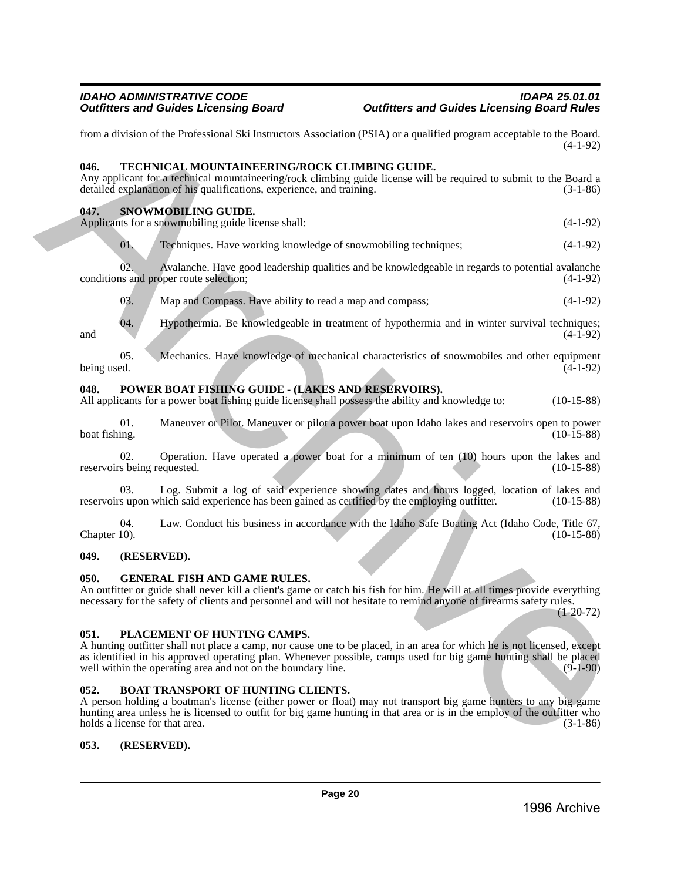from a division of the Professional Ski Instructors Association (PSIA) or a qualified program acceptable to the Board. (4-1-92)

### 046. TECHNICAL MOUNTAINEERING/ROCK CLIMBING GUIDE.

Any applicant for a technical mountaineering/rock climbing guide license will be required to submit to the Board a detailed explanation of his qualifications, experience, and training. (3-1-86)

### 047. SNOWMOBILING GUIDE.

Applicants for a snowmobiling guide license shall: (4-1-92)

01. Techniques. Have working knowledge of snowmobiling techniques; (4-1-92)

02. Avalanche. Have good leadership qualities and be knowledgeable in regards to potential avalanche conditions and proper route selection; (4-1-92)

03. Map and Compass. Have ability to read a map and compass; (4-1-92)

04. Hypothermia. Be knowledgeable in treatment of hypothermia and in winter survival techniques; and (4-1-92)

05. Mechanics. Have knowledge of mechanical characteristics of snowmobiles and other equipment being used. (4-1-92)

### 048. POWER BOAT FISHING GUIDE - (LAKES AND RESERVOIRS).

All applicants for a power boat fishing guide license shall possess the ability and knowledge to: (10-15-88)

01. Maneuver or Pilot. Maneuver or pilot a power boat upon Idaho lakes and reservoirs open to power boat fishing. (10-15-88)

02. Operation. Have operated a power boat for a minimum of ten (10) hours upon the lakes and reservoirs being requested. (10-15-88)

03. Log. Submit a log of said experience showing dates and hours logged, location of lakes and reservoirs upon which said experience has been gained as certified by the employing outfitter. (10-15-88)

04. Law. Conduct his business in accordance with the Idaho Safe Boating Act (Idaho Code, Title 67, Chapter 10). (10-15-88)

### 049. (RESERVED).

### 050. GENERAL FISH AND GAME RULES.

An outfitter or guide shall never kill a client's game or catch his fish for him. He will at all times provide everything necessary for the safety of clients and personnel and will not hesitate to remind anyone of firearms safety rules. (1-20-72)

### 051. PLACEMENT OF HUNTING CAMPS.

A hunting outfitter shall not place a camp, nor cause one to be placed, in an area for which he is not licensed, except as identified in his approved operating plan. Whenever possible, camps used for big game hunting shall be placed well within the operating area and not on the boundary line. (9-1-90)

### 052. BOAT TRANSPORT OF HUNTING CLIENTS.

A person holding a boatman's license (either power or float) may not transport big game hunters to any big game hunting area unless he is licensed to outfit for big game hunting in that area or is in the employ of the outfitter who holds a license for that area. (3-1-86)

### 053. (RESERVED).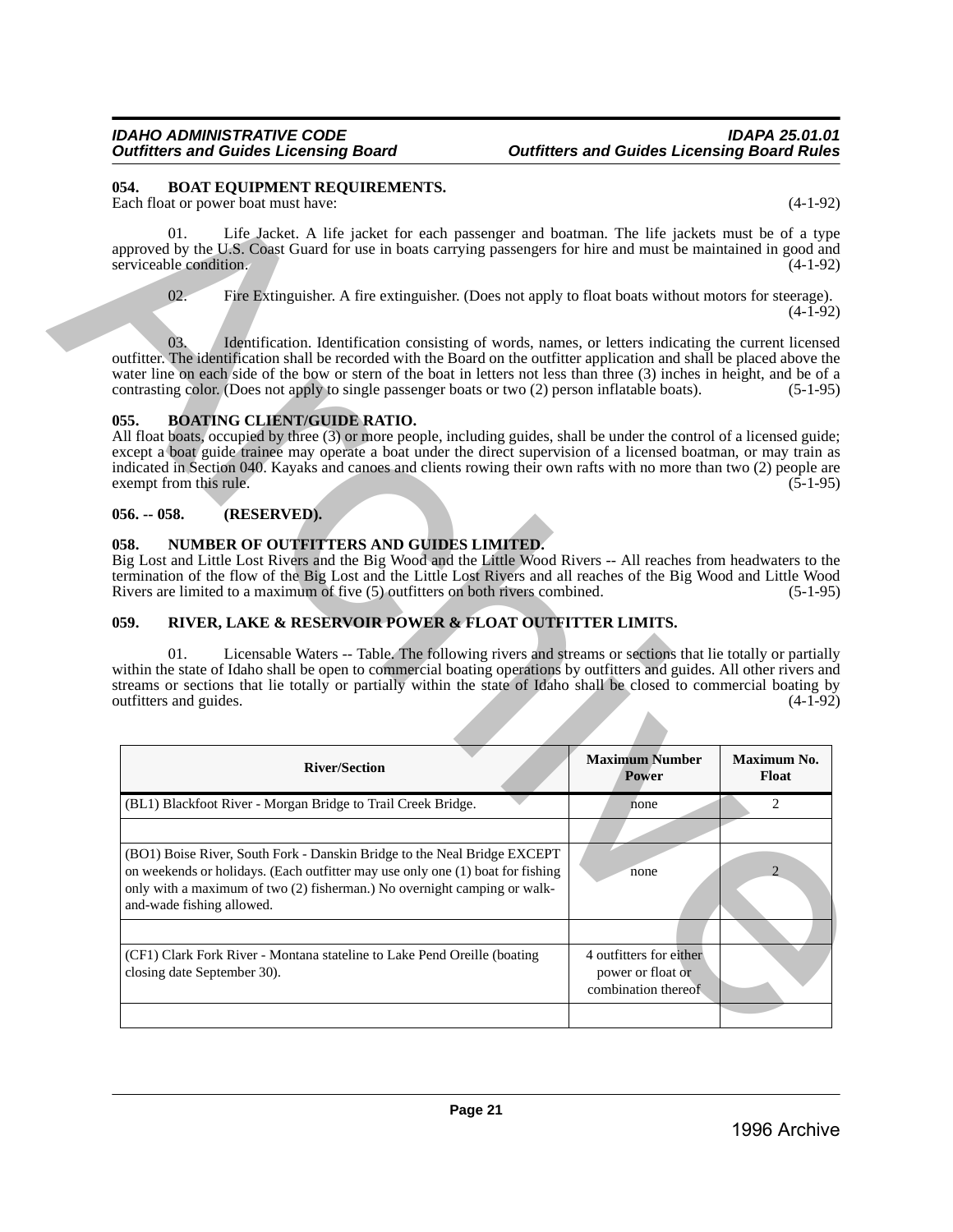### 054. BOAT EQUIPMENT REQUIREMENTS.

Each float or power boat must have: (4-1-92)

01. Life Jacket. A life jacket for each passenger and boatman. The life jackets must be of a type approved by the U.S. Coast Guard for use in boats carrying passengers for hire and must be maintained in good and serviceable condition. (4-1-92)

02. Fire Extinguisher. A fire extinguisher. (Does not apply to float boats without motors for steerage). (4-1-92)

03. Identification. Identification consisting of words, names, or letters indicating the current licensed outfitter. The identification shall be recorded with the Board on the outfitter application and shall be placed above the water line on each side of the bow or stern of the boat in letters not less than three (3) inches in height, and be of a contrasting color. (Does not apply to single passenger boats or two (2) person inflatable boats). (5-1-95)

### 055. BOATING CLIENT/GUIDE RATIO.

All float boats, occupied by three (3) or more people, including guides, shall be under the control of a licensed guide; except a boat guide trainee may operate a boat under the direct supervision of a licensed boatman, or may train as indicated in Section 040. Kayaks and canoes and clients rowing their own rafts with no more than two (2) people are exempt from this rule. (5-1-95)

### 056. -- 058. (RESERVED).

### 058. NUMBER OF OUTFITTERS AND GUIDES LIMITED.

Big Lost and Little Lost Rivers and the Big Wood and the Little Wood Rivers -- All reaches from headwaters to the termination of the flow of the Big Lost and the Little Lost Rivers and all reaches of the Big Wood and Little Wood Rivers are limited to a maximum of five (5) outfitters on both rivers combined. (5-1-95)

### 059. RIVER, LAKE & RESERVOIR POWER & FLOAT OUTFITTER LIMITS.

01. Licensable Waters -- Table. The following rivers and streams or sections that lie totally or partially within the state of Idaho shall be open to commercial boating operations by outfitters and guides. All other rivers and streams or sections that lie totally or partially within the state of Idaho shall be closed to commercial boating by outfitters and guides. (4-1-92)

| River/Section | Maximum Number Power | Maximum No. Float |
|---|---|---|
| (BL1) Blackfoot River - Morgan Bridge to Trail Creek Bridge. | none | 2 |
| | | |
| (BO1) Boise River, South Fork - Danskin Bridge to the Neal Bridge EXCEPT on weekends or holidays. (Each outfitter may use only one (1) boat for fishing only with a maximum of two (2) fisherman.) No overnight camping or walk-and-wade fishing allowed. | none | 2 |
| | | |
| (CF1) Clark Fork River - Montana stateline to Lake Pend Oreille (boating closing date September 30). | 4 outfitters for either power or float or combination thereof | |
| | | |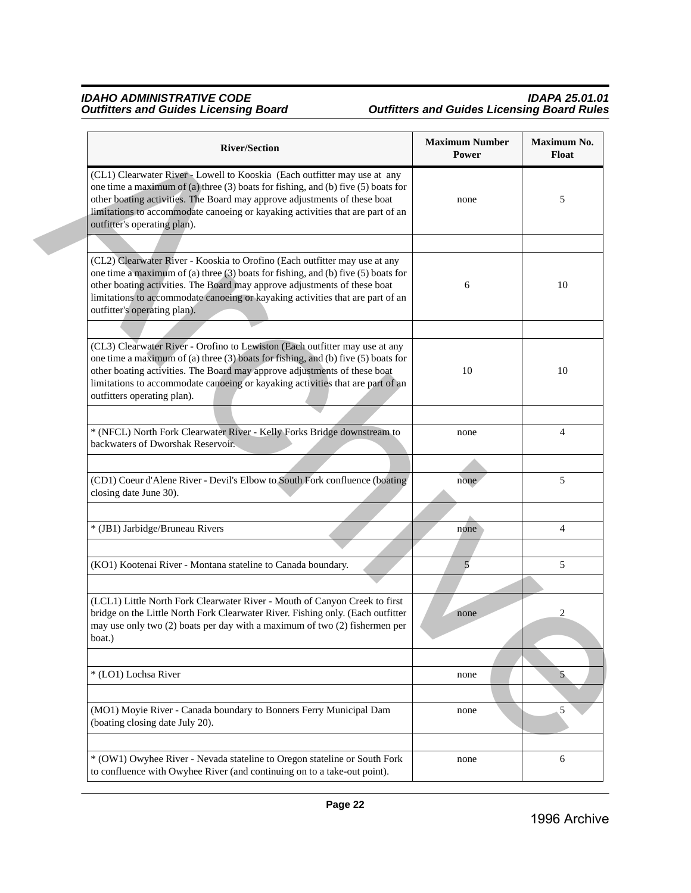| River/Section | Maximum Number Power | Maximum No. Float |
|---|---|---|
| (CL1) Clearwater River - Lowell to Kooskia (Each outfitter may use at any one time a maximum of (a) three (3) boats for fishing, and (b) five (5) boats for other boating activities. The Board may approve adjustments of these boat limitations to accommodate canoeing or kayaking activities that are part of an outfitter's operating plan). | none | 5 |
| | | |
| (CL2) Clearwater River - Kooskia to Orofino (Each outfitter may use at any one time a maximum of (a) three (3) boats for fishing, and (b) five (5) boats for other boating activities. The Board may approve adjustments of these boat limitations to accommodate canoeing or kayaking activities that are part of an outfitter's operating plan). | 6 | 10 |
| | | |
| (CL3) Clearwater River - Orofino to Lewiston (Each outfitter may use at any one time a maximum of (a) three (3) boats for fishing, and (b) five (5) boats for other boating activities. The Board may approve adjustments of these boat limitations to accommodate canoeing or kayaking activities that are part of an outfitters operating plan). | 10 | 10 |
| | | |
| * (NFCL) North Fork Clearwater River - Kelly Forks Bridge downstream to backwaters of Dworshak Reservoir. | none | 4 |
| | | |
| (CD1) Coeur d'Alene River - Devil's Elbow to South Fork confluence (boating closing date June 30). | none | 5 |
| | | |
| * (JB1) Jarbidge/Bruneau Rivers | none | 4 |
| | | |
| (KO1) Kootenai River - Montana stateline to Canada boundary. | 5 | 5 |
| | | |
| (LCL1) Little North Fork Clearwater River - Mouth of Canyon Creek to first bridge on the Little North Fork Clearwater River. Fishing only. (Each outfitter may use only two (2) boats per day with a maximum of two (2) fishermen per boat.) | none | 2 |
| | | |
| * (LO1) Lochsa River | none | 5 |
| | | |
| (MO1) Moyie River - Canada boundary to Bonners Ferry Municipal Dam (boating closing date July 20). | none | 5 |
| | | |
| * (OW1) Owyhee River - Nevada stateline to Oregon stateline or South Fork to confluence with Owyhee River (and continuing on to a take-out point). | none | 6 |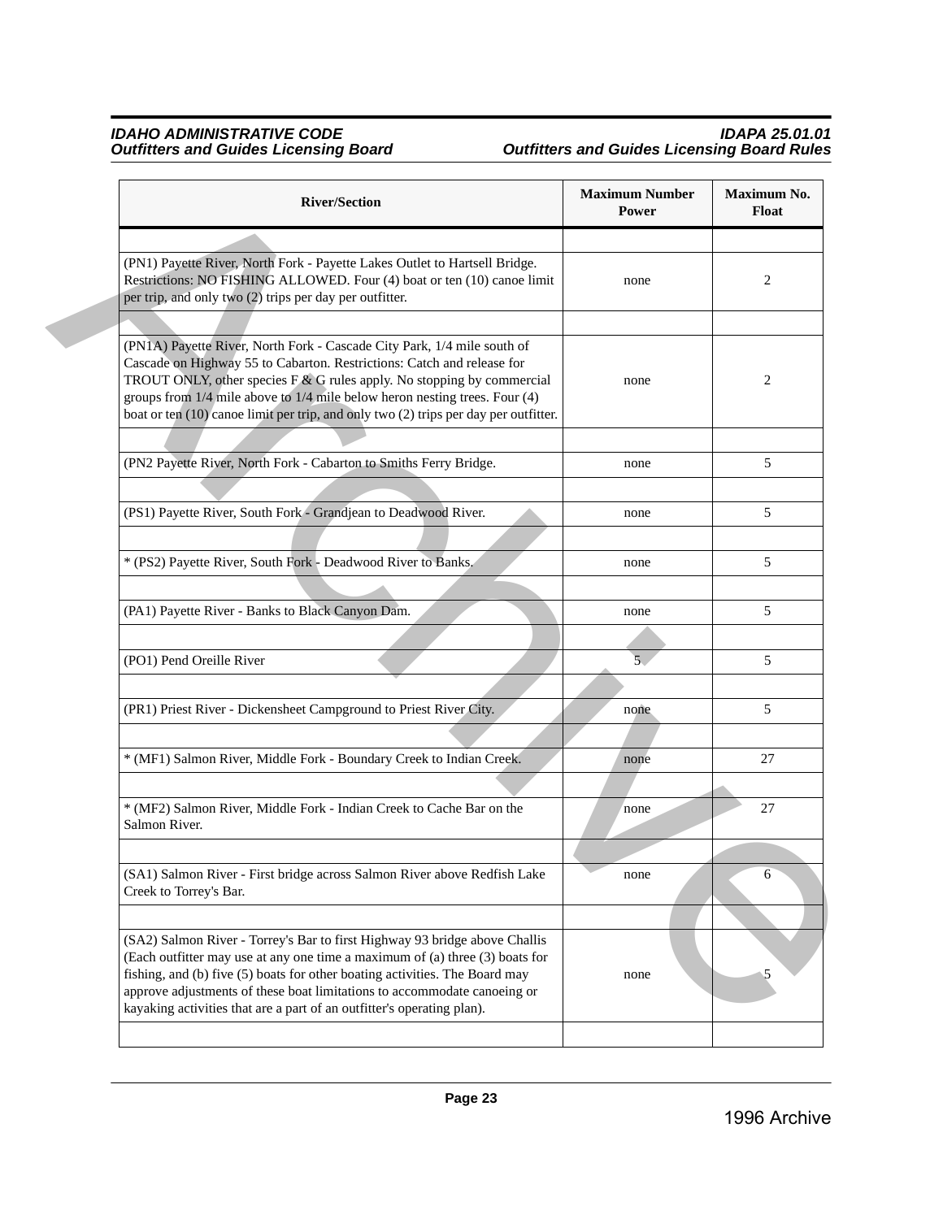| River/Section | Maximum Number Power | Maximum No. Float |
|---|---|---|
| | | |
| (PN1) Payette River, North Fork - Payette Lakes Outlet to Hartsell Bridge. Restrictions: NO FISHING ALLOWED. Four (4) boat or ten (10) canoe limit per trip, and only two (2) trips per day per outfitter. | none | 2 |
| | | |
| (PN1A) Payette River, North Fork - Cascade City Park, 1/4 mile south of Cascade on Highway 55 to Cabarton. Restrictions: Catch and release for TROUT ONLY, other species F & G rules apply. No stopping by commercial groups from 1/4 mile above to 1/4 mile below heron nesting trees. Four (4) boat or ten (10) canoe limit per trip, and only two (2) trips per day per outfitter. | none | 2 |
| | | |
| (PN2 Payette River, North Fork - Cabarton to Smiths Ferry Bridge. | none | 5 |
| | | |
| (PS1) Payette River, South Fork - Grandjean to Deadwood River. | none | 5 |
| | | |
| * (PS2) Payette River, South Fork - Deadwood River to Banks. | none | 5 |
| | | |
| (PA1) Payette River - Banks to Black Canyon Dam. | none | 5 |
| | | |
| (PO1) Pend Oreille River | 5 | 5 |
| | | |
| (PR1) Priest River - Dickensheet Campground to Priest River City. | none | 5 |
| | | |
| * (MF1) Salmon River, Middle Fork - Boundary Creek to Indian Creek. | none | 27 |
| | | |
| * (MF2) Salmon River, Middle Fork - Indian Creek to Cache Bar on the Salmon River. | none | 27 |
| | | |
| (SA1) Salmon River - First bridge across Salmon River above Redfish Lake Creek to Torrey's Bar. | none | 6 |
| | | |
| (SA2) Salmon River - Torrey's Bar to first Highway 93 bridge above Challis (Each outfitter may use at any one time a maximum of (a) three (3) boats for fishing, and (b) five (5) boats for other boating activities. The Board may approve adjustments of these boat limitations to accommodate canoeing or kayaking activities that are a part of an outfitter's operating plan). | none | 5 |
| | | |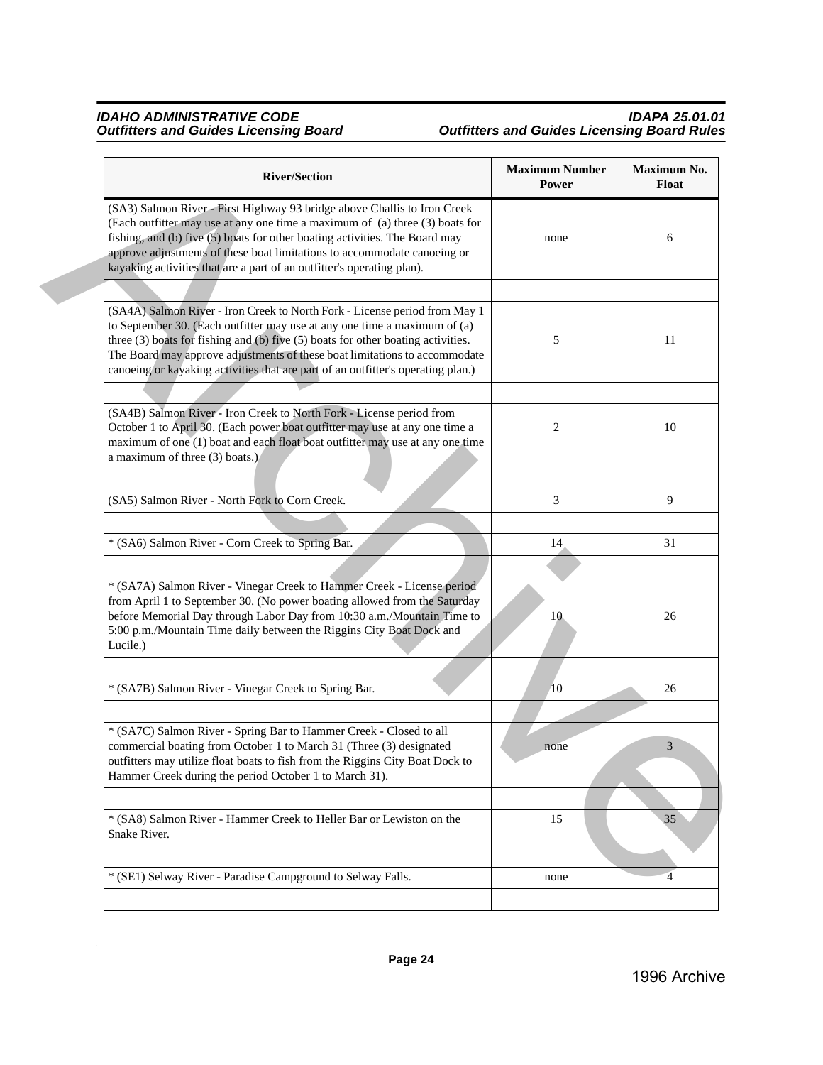| River/Section | Maximum Number Power | Maximum No. Float |
|---|---|---|
| (SA3) Salmon River - First Highway 93 bridge above Challis to Iron Creek (Each outfitter may use at any one time a maximum of (a) three (3) boats for fishing, and (b) five (5) boats for other boating activities. The Board may approve adjustments of these boat limitations to accommodate canoeing or kayaking activities that are a part of an outfitter's operating plan). | none | 6 |
| | | |
| (SA4A) Salmon River - Iron Creek to North Fork - License period from May 1 to September 30. (Each outfitter may use at any one time a maximum of (a) three (3) boats for fishing and (b) five (5) boats for other boating activities. The Board may approve adjustments of these boat limitations to accommodate canoeing or kayaking activities that are part of an outfitter's operating plan.) | 5 | 11 |
| | | |
| (SA4B) Salmon River - Iron Creek to North Fork - License period from October 1 to April 30. (Each power boat outfitter may use at any one time a maximum of one (1) boat and each float boat outfitter may use at any one time a maximum of three (3) boats.) | 2 | 10 |
| | | |
| (SA5) Salmon River - North Fork to Corn Creek. | 3 | 9 |
| | | |
| * (SA6) Salmon River - Corn Creek to Spring Bar. | 14 | 31 |
| | | |
| * (SA7A) Salmon River - Vinegar Creek to Hammer Creek - License period from April 1 to September 30. (No power boating allowed from the Saturday before Memorial Day through Labor Day from 10:30 a.m./Mountain Time to 5:00 p.m./Mountain Time daily between the Riggins City Boat Dock and Lucile.) | 10 | 26 |
| | | |
| * (SA7B) Salmon River - Vinegar Creek to Spring Bar. | 10 | 26 |
| | | |
| * (SA7C) Salmon River - Spring Bar to Hammer Creek - Closed to all commercial boating from October 1 to March 31 (Three (3) designated outfitters may utilize float boats to fish from the Riggins City Boat Dock to Hammer Creek during the period October 1 to March 31). | none | 3 |
| | | |
| * (SA8) Salmon River - Hammer Creek to Heller Bar or Lewiston on the Snake River. | 15 | 35 |
| | | |
| * (SE1) Selway River - Paradise Campground to Selway Falls. | none | 4 |
| | | |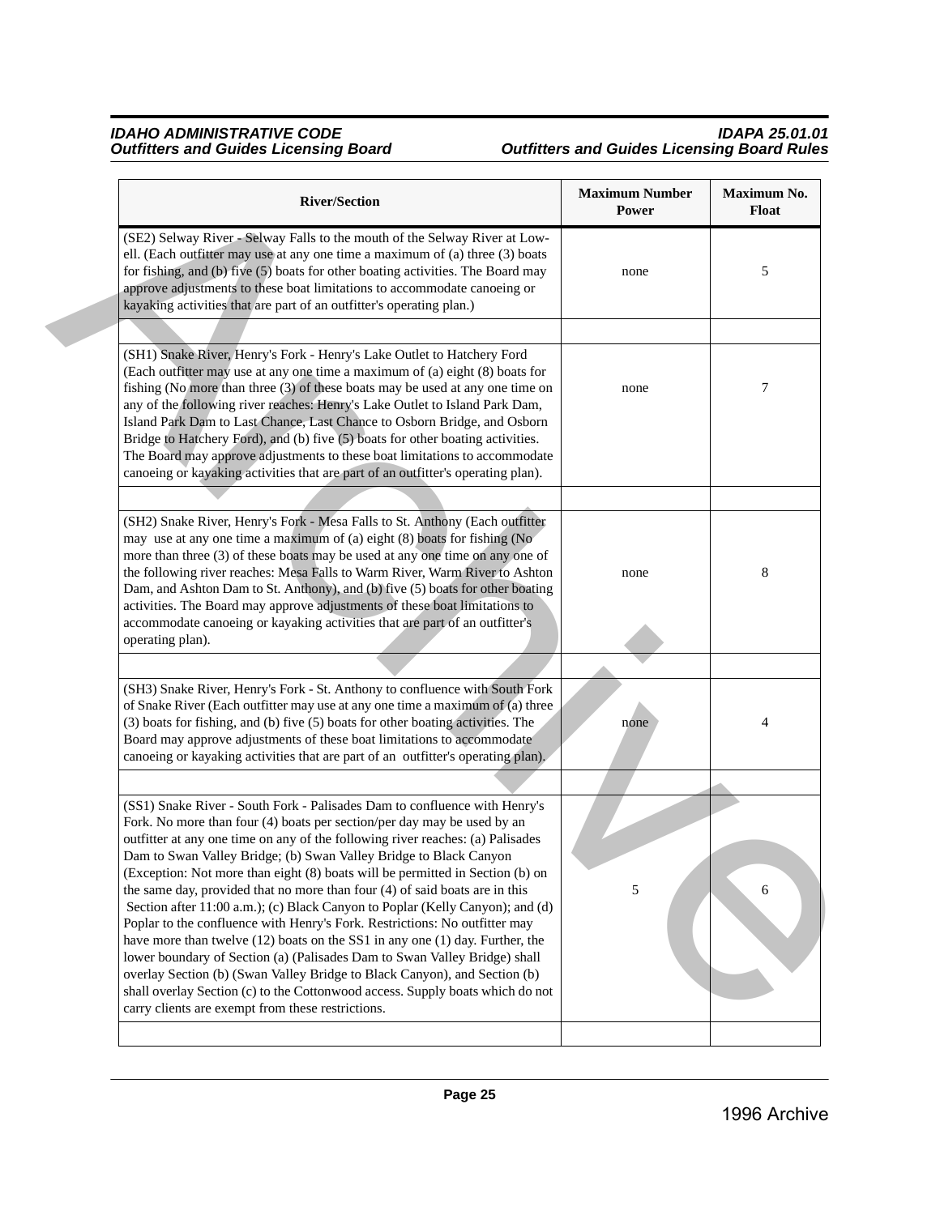| River/Section | Maximum Number Power | Maximum No. Float |
|---|---|---|
| (SE2) Selway River - Selway Falls to the mouth of the Selway River at Lowell. (Each outfitter may use at any one time a maximum of (a) three (3) boats for fishing, and (b) five (5) boats for other boating activities. The Board may approve adjustments to these boat limitations to accommodate canoeing or kayaking activities that are part of an outfitter's operating plan.) | none | 5 |
| | | |
| (SH1) Snake River, Henry's Fork - Henry's Lake Outlet to Hatchery Ford (Each outfitter may use at any one time a maximum of (a) eight (8) boats for fishing (No more than three (3) of these boats may be used at any one time on any of the following river reaches: Henry's Lake Outlet to Island Park Dam, Island Park Dam to Last Chance, Last Chance to Osborn Bridge, and Osborn Bridge to Hatchery Ford), and (b) five (5) boats for other boating activities. The Board may approve adjustments to these boat limitations to accommodate canoeing or kayaking activities that are part of an outfitter's operating plan). | none | 7 |
| | | |
| (SH2) Snake River, Henry's Fork - Mesa Falls to St. Anthony (Each outfitter may use at any one time a maximum of (a) eight (8) boats for fishing (No more than three (3) of these boats may be used at any one time on any one of the following river reaches: Mesa Falls to Warm River, Warm River to Ashton Dam, and Ashton Dam to St. Anthony), and (b) five (5) boats for other boating activities. The Board may approve adjustments of these boat limitations to accommodate canoeing or kayaking activities that are part of an outfitter's operating plan). | none | 8 |
| | | |
| (SH3) Snake River, Henry's Fork - St. Anthony to confluence with South Fork of Snake River (Each outfitter may use at any one time a maximum of (a) three (3) boats for fishing, and (b) five (5) boats for other boating activities. The Board may approve adjustments of these boat limitations to accommodate canoeing or kayaking activities that are part of an outfitter's operating plan). | none | 4 |
| | | |
| (SS1) Snake River - South Fork - Palisades Dam to confluence with Henry's Fork. No more than four (4) boats per section/per day may be used by an outfitter at any one time on any of the following river reaches: (a) Palisades Dam to Swan Valley Bridge; (b) Swan Valley Bridge to Black Canyon (Exception: Not more than eight (8) boats will be permitted in Section (b) on the same day, provided that no more than four (4) of said boats are in this Section after 11:00 a.m.); (c) Black Canyon to Poplar (Kelly Canyon); and (d) Poplar to the confluence with Henry's Fork. Restrictions: No outfitter may have more than twelve (12) boats on the SS1 in any one (1) day. Further, the lower boundary of Section (a) (Palisades Dam to Swan Valley Bridge) shall overlay Section (b) (Swan Valley Bridge to Black Canyon), and Section (b) shall overlay Section (c) to the Cottonwood access. Supply boats which do not carry clients are exempt from these restrictions. | 5 | 6 |
| | | |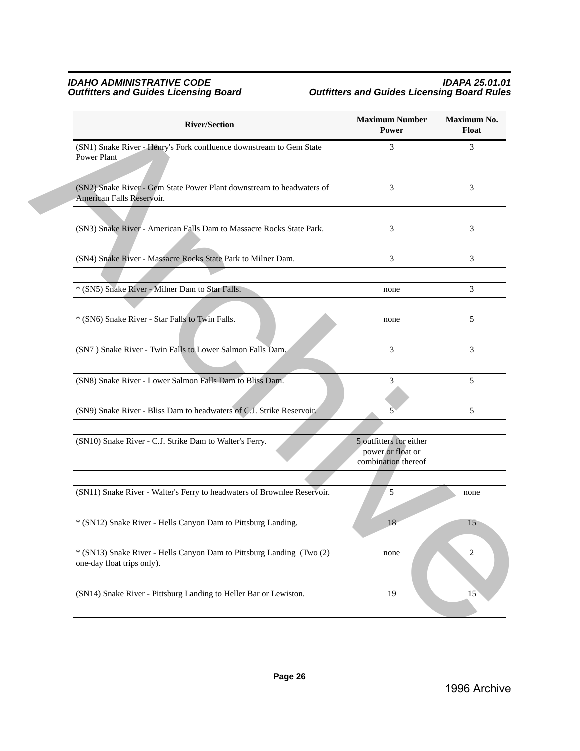| River/Section | Maximum Number Power | Maximum No. Float |
|---|---|---|
| (SN1) Snake River - Henry's Fork confluence downstream to Gem State Power Plant | 3 | 3 |
| | | |
| (SN2) Snake River - Gem State Power Plant downstream to headwaters of American Falls Reservoir. | 3 | 3 |
| | | |
| (SN3) Snake River - American Falls Dam to Massacre Rocks State Park. | 3 | 3 |
| | | |
| (SN4) Snake River - Massacre Rocks State Park to Milner Dam. | 3 | 3 |
| | | |
| * (SN5) Snake River - Milner Dam to Star Falls. | none | 3 |
| | | |
| * (SN6) Snake River - Star Falls to Twin Falls. | none | 5 |
| | | |
| (SN7 ) Snake River - Twin Falls to Lower Salmon Falls Dam. | 3 | 3 |
| | | |
| (SN8) Snake River - Lower Salmon Falls Dam to Bliss Dam. | 3 | 5 |
| | | |
| (SN9) Snake River - Bliss Dam to headwaters of C.J. Strike Reservoir. | 5 | 5 |
| | | |
| (SN10) Snake River - C.J. Strike Dam to Walter's Ferry. | 5 outfitters for either power or float or combination thereof | |
| | | |
| (SN11) Snake River - Walter's Ferry to headwaters of Brownlee Reservoir. | 5 | none |
| | | |
| * (SN12) Snake River - Hells Canyon Dam to Pittsburg Landing. | 18 | 15 |
| | | |
| * (SN13) Snake River - Hells Canyon Dam to Pittsburg Landing (Two (2) one-day float trips only). | none | 2 |
| | | |
| (SN14) Snake River - Pittsburg Landing to Heller Bar or Lewiston. | 19 | 15 |
| | | |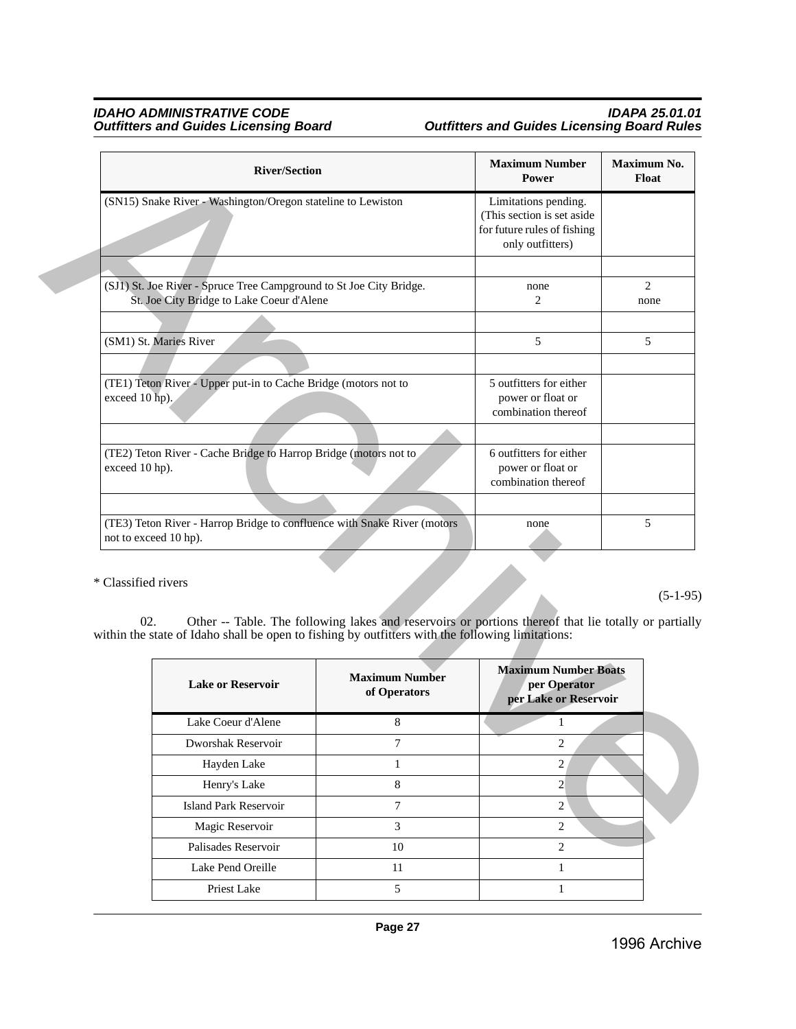| River/Section | Maximum Number Power | Maximum No. Float |
|---|---|---|
| (SN15) Snake River - Washington/Oregon stateline to Lewiston | Limitations pending. (This section is set aside for future rules of fishing only outfitters) | |
| | | |
| (SJ1) St. Joe River - Spruce Tree Campground to St Joe City Bridge.<br>St. Joe City Bridge to Lake Coeur d'Alene | none<br>2 | 2<br>none |
| | | |
| (SM1) St. Maries River | 5 | 5 |
| | | |
| (TE1) Teton River - Upper put-in to Cache Bridge (motors not to exceed 10 hp). | 5 outfitters for either power or float or combination thereof | |
| | | |
| (TE2) Teton River - Cache Bridge to Harrop Bridge (motors not to exceed 10 hp). | 6 outfitters for either power or float or combination thereof | |
| | | |
| (TE3) Teton River - Harrop Bridge to confluence with Snake River (motors not to exceed 10 hp). | none | 5 |

* Classified rivers

(5-1-95)

02. Other -- Table. The following lakes and reservoirs or portions thereof that lie totally or partially within the state of Idaho shall be open to fishing by outfitters with the following limitations:

| Lake or Reservoir | Maximum Number of Operators | Maximum Number Boats per Operator per Lake or Reservoir |
|---|---|---|
| Lake Coeur d'Alene | 8 | 1 |
| Dworshak Reservoir | 7 | 2 |
| Hayden Lake | 1 | 2 |
| Henry's Lake | 8 | 2 |
| Island Park Reservoir | 7 | 2 |
| Magic Reservoir | 3 | 2 |
| Palisades Reservoir | 10 | 2 |
| Lake Pend Oreille | 11 | 1 |
| Priest Lake | 5 | 1 |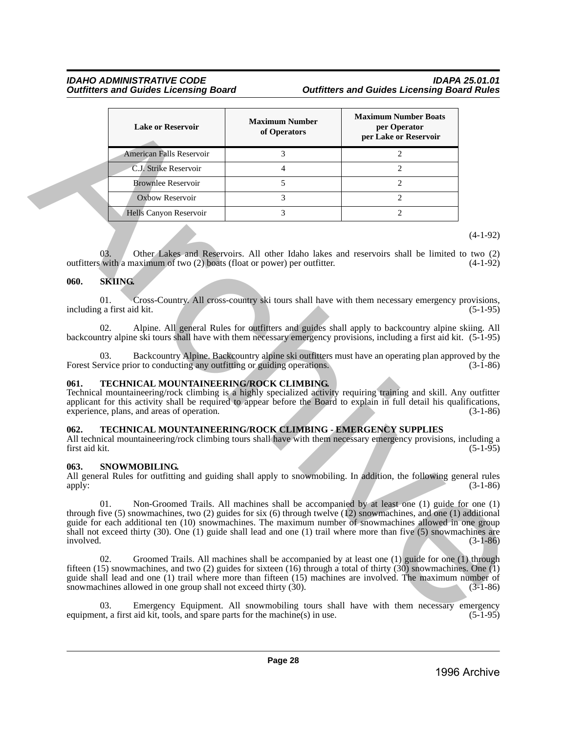| Lake or Reservoir | Maximum Number of Operators | Maximum Number Boats per Operator per Lake or Reservoir |
|---|---|---|
| American Falls Reservoir | 3 | 2 |
| C.J. Strike Reservoir | 4 | 2 |
| Brownlee Reservoir | 5 | 2 |
| Oxbow Reservoir | 3 | 2 |
| Hells Canyon Reservoir | 3 | 2 |

(4-1-92)

03. Other Lakes and Reservoirs. All other Idaho lakes and reservoirs shall be limited to two (2) outfitters with a maximum of two (2) boats (float or power) per outfitter. (4-1-92)

**060. SKIING.**

01. Cross-Country. All cross-country ski tours shall have with them necessary emergency provisions, including a first aid kit. (5-1-95)

02. Alpine. All general Rules for outfitters and guides shall apply to backcountry alpine skiing. All backcountry alpine ski tours shall have with them necessary emergency provisions, including a first aid kit. (5-1-95)

03. Backcountry Alpine. Backcountry alpine ski outfitters must have an operating plan approved by the Forest Service prior to conducting any outfitting or guiding operations. (3-1-86)

**061. TECHNICAL MOUNTAINEERING/ROCK CLIMBING.**

Technical mountaineering/rock climbing is a highly specialized activity requiring training and skill. Any outfitter applicant for this activity shall be required to appear before the Board to explain in full detail his qualifications, experience, plans, and areas of operation. (3-1-86)

**062. TECHNICAL MOUNTAINEERING/ROCK CLIMBING - EMERGENCY SUPPLIES**

All technical mountaineering/rock climbing tours shall have with them necessary emergency provisions, including a first aid kit. (5-1-95)

**063. SNOWMOBILING.**

All general Rules for outfitting and guiding shall apply to snowmobiling. In addition, the following general rules apply: (3-1-86)

01. Non-Groomed Trails. All machines shall be accompanied by at least one (1) guide for one (1) through five (5) snowmachines, two (2) guides for six (6) through twelve (12) snowmachines, and one (1) additional guide for each additional ten (10) snowmachines. The maximum number of snowmachines allowed in one group shall not exceed thirty (30). One (1) guide shall lead and one (1) trail where more than five (5) snowmachines are involved. (3-1-86)

02. Groomed Trails. All machines shall be accompanied by at least one (1) guide for one (1) through fifteen (15) snowmachines, and two (2) guides for sixteen (16) through a total of thirty (30) snowmachines. One (1) guide shall lead and one (1) trail where more than fifteen (15) machines are involved. The maximum number of snowmachines allowed in one group shall not exceed thirty (30). (3-1-86)

03. Emergency Equipment. All snowmobiling tours shall have with them necessary emergency equipment, a first aid kit, tools, and spare parts for the machine(s) in use. (5-1-95)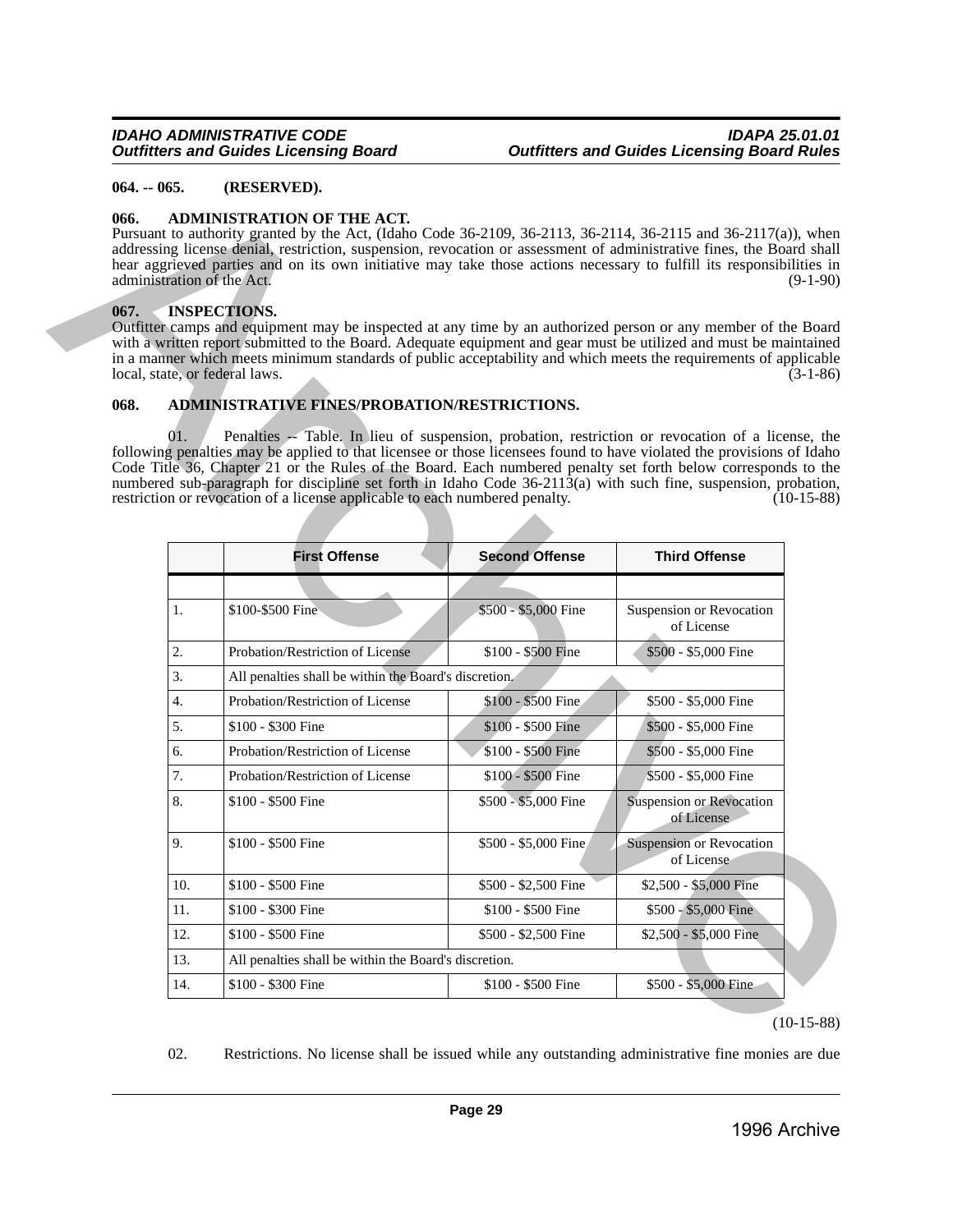**064. -- 065. (RESERVED).**

**066. ADMINISTRATION OF THE ACT.**

Pursuant to authority granted by the Act, (Idaho Code 36-2109, 36-2113, 36-2114, 36-2115 and 36-2117(a)), when addressing license denial, restriction, suspension, revocation or assessment of administrative fines, the Board shall hear aggrieved parties and on its own initiative may take those actions necessary to fulfill its responsibilities in administration of the Act. (9-1-90)

**067. INSPECTIONS.**

Outfitter camps and equipment may be inspected at any time by an authorized person or any member of the Board with a written report submitted to the Board. Adequate equipment and gear must be utilized and must be maintained in a manner which meets minimum standards of public acceptability and which meets the requirements of applicable local, state, or federal laws. (3-1-86)

**068. ADMINISTRATIVE FINES/PROBATION/RESTRICTIONS.**

01. Penalties -- Table. In lieu of suspension, probation, restriction or revocation of a license, the following penalties may be applied to that licensee or those licensees found to have violated the provisions of Idaho Code Title 36, Chapter 21 or the Rules of the Board. Each numbered penalty set forth below corresponds to the numbered sub-paragraph for discipline set forth in Idaho Code 36-2113(a) with such fine, suspension, probation, restriction or revocation of a license applicable to each numbered penalty. (10-15-88)

| | First Offense | Second Offense | Third Offense |
|---|---|---|---|
| | | | |
| 1. | $100-$500 Fine | $500 - $5,000 Fine | Suspension or Revocation of License |
| 2. | Probation/Restriction of License | $100 - $500 Fine | $500 - $5,000 Fine |
| 3. | All penalties shall be within the Board's discretion. | | |
| 4. | Probation/Restriction of License | $100 - $500 Fine | $500 - $5,000 Fine |
| 5. | $100 - $300 Fine | $100 - $500 Fine | $500 - $5,000 Fine |
| 6. | Probation/Restriction of License | $100 - $500 Fine | $500 - $5,000 Fine |
| 7. | Probation/Restriction of License | $100 - $500 Fine | $500 - $5,000 Fine |
| 8. | $100 - $500 Fine | $500 - $5,000 Fine | Suspension or Revocation of License |
| 9. | $100 - $500 Fine | $500 - $5,000 Fine | Suspension or Revocation of License |
| 10. | $100 - $500 Fine | $500 - $2,500 Fine | $2,500 - $5,000 Fine |
| 11. | $100 - $300 Fine | $100 - $500 Fine | $500 - $5,000 Fine |
| 12. | $100 - $500 Fine | $500 - $2,500 Fine | $2,500 - $5,000 Fine |
| 13. | All penalties shall be within the Board's discretion. | | |
| 14. | $100 - $300 Fine | $100 - $500 Fine | $500 - $5,000 Fine |

(10-15-88)

02. Restrictions. No license shall be issued while any outstanding administrative fine monies are due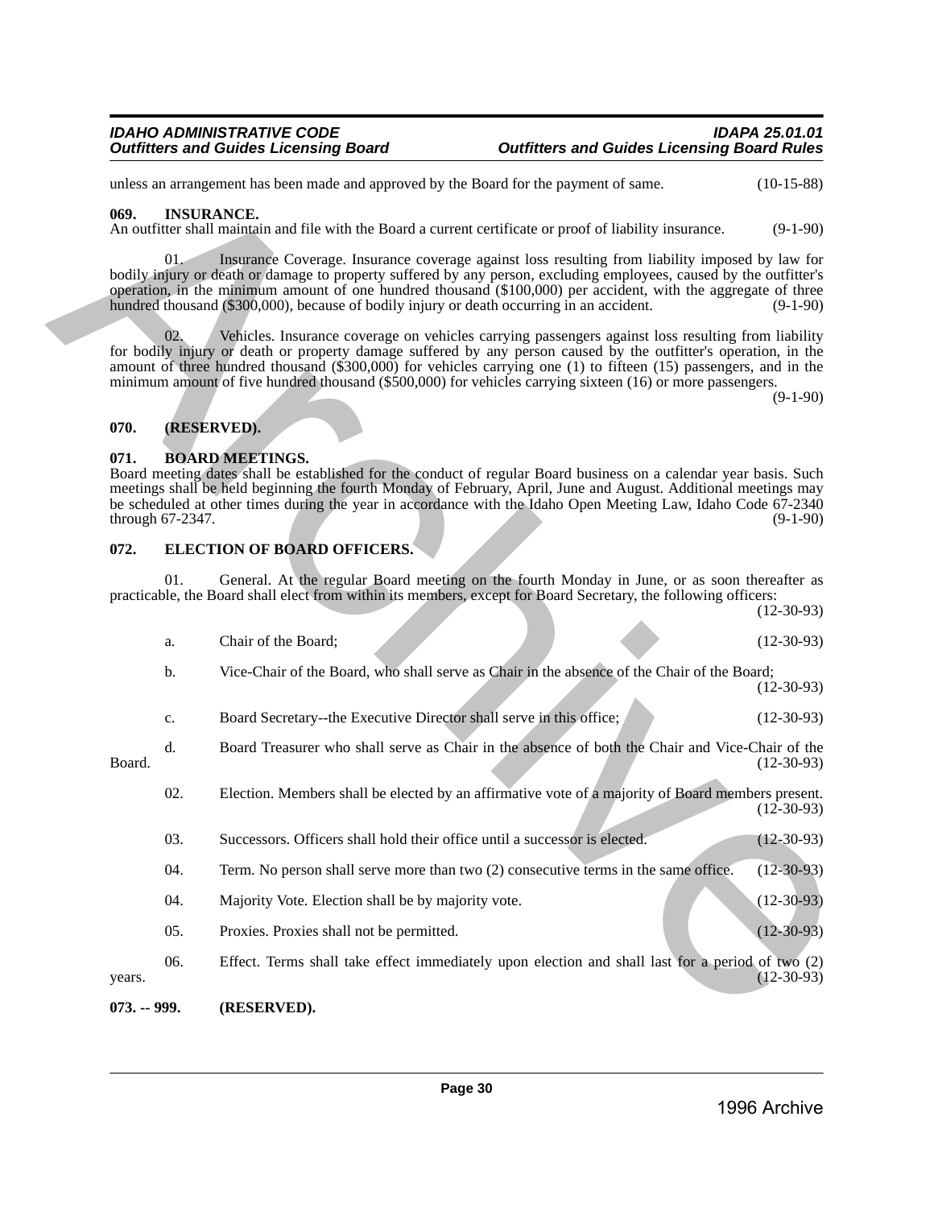unless an arrangement has been made and approved by the Board for the payment of same. (10-15-88)

**069. INSURANCE.**

An outfitter shall maintain and file with the Board a current certificate or proof of liability insurance. (9-1-90)

01. Insurance Coverage. Insurance coverage against loss resulting from liability imposed by law for bodily injury or death or damage to property suffered by any person, excluding employees, caused by the outfitter's operation, in the minimum amount of one hundred thousand ($100,000) per accident, with the aggregate of three hundred thousand ($300,000), because of bodily injury or death occurring in an accident. (9-1-90)

02. Vehicles. Insurance coverage on vehicles carrying passengers against loss resulting from liability for bodily injury or death or property damage suffered by any person caused by the outfitter's operation, in the amount of three hundred thousand ($300,000) for vehicles carrying one (1) to fifteen (15) passengers, and in the minimum amount of five hundred thousand ($500,000) for vehicles carrying sixteen (16) or more passengers. (9-1-90)

**070. (RESERVED).**

**071. BOARD MEETINGS.**

Board meeting dates shall be established for the conduct of regular Board business on a calendar year basis. Such meetings shall be held beginning the fourth Monday of February, April, June and August. Additional meetings may be scheduled at other times during the year in accordance with the Idaho Open Meeting Law, Idaho Code 67-2340 through 67-2347. (9-1-90)

**072. ELECTION OF BOARD OFFICERS.**

01. General. At the regular Board meeting on the fourth Monday in June, or as soon thereafter as practicable, the Board shall elect from within its members, except for Board Secretary, the following officers: (12-30-93)

a. Chair of the Board; (12-30-93)

b. Vice-Chair of the Board, who shall serve as Chair in the absence of the Chair of the Board; (12-30-93)

c. Board Secretary--the Executive Director shall serve in this office; (12-30-93)

d. Board Treasurer who shall serve as Chair in the absence of both the Chair and Vice-Chair of the Board. (12-30-93)

02. Election. Members shall be elected by an affirmative vote of a majority of Board members present. (12-30-93)

03. Successors. Officers shall hold their office until a successor is elected. (12-30-93)

04. Term. No person shall serve more than two (2) consecutive terms in the same office. (12-30-93)

04. Majority Vote. Election shall be by majority vote. (12-30-93)

05. Proxies. Proxies shall not be permitted. (12-30-93)

06. Effect. Terms shall take effect immediately upon election and shall last for a period of two (2) years. (12-30-93)

**073. -- 999. (RESERVED).**